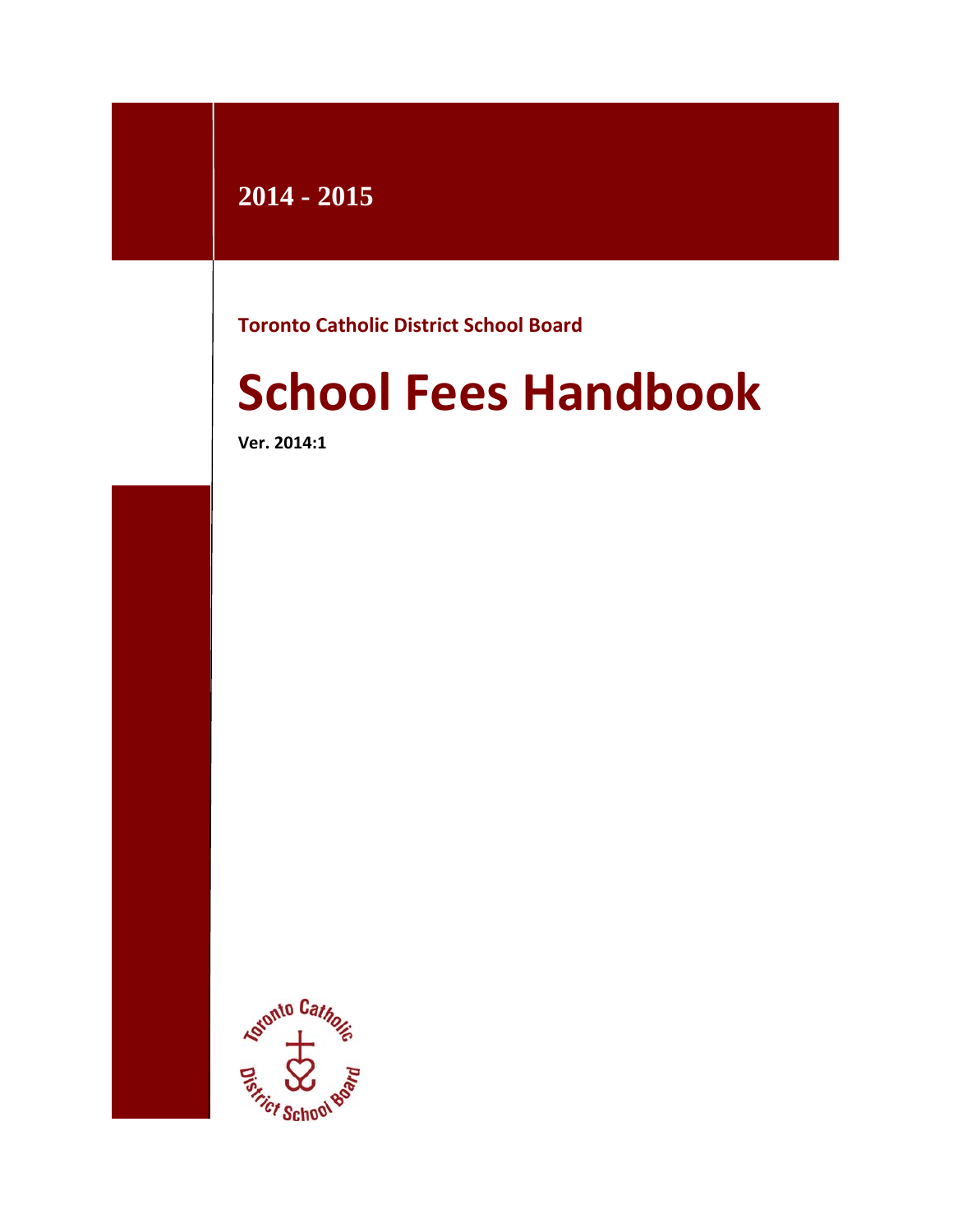**2014 - 2015**

**Toronto Catholic District School Board**

# School Fees Handbook

**Ver. 2014:1**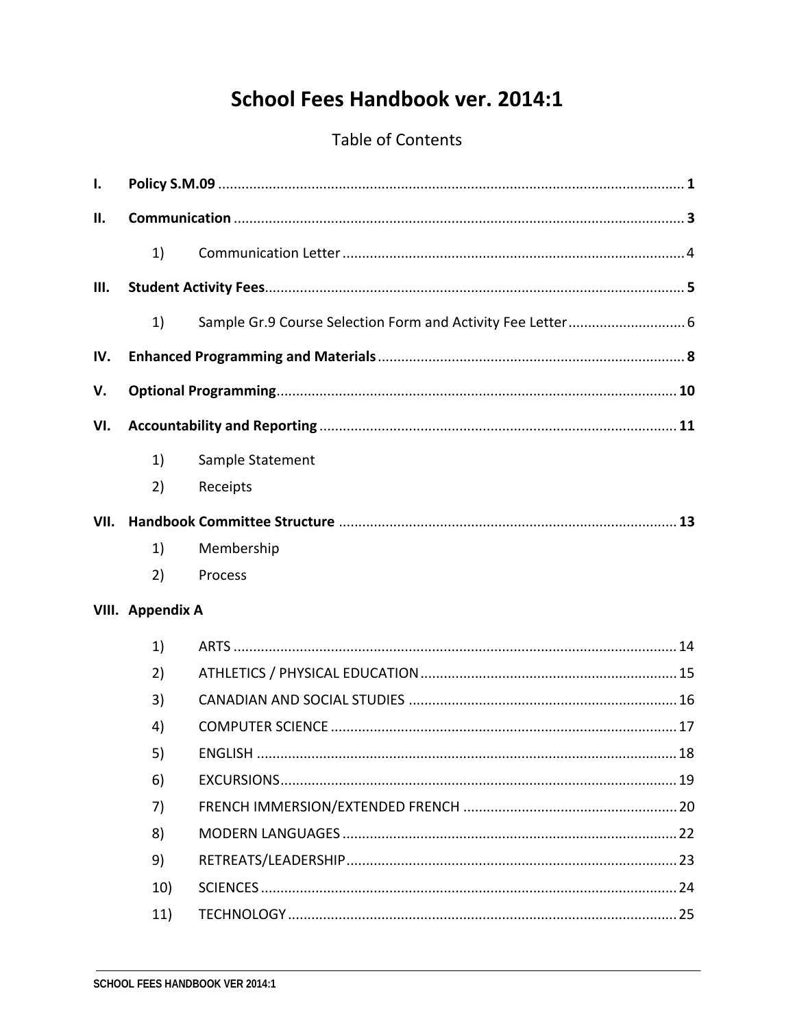# School Fees Handbook ver. 2014:1

## Table of Contents

**I. Policy S.M.09** ... **1**

**II. Communication** ... **3**

- 1) Communication Letter ... 4

**III. Student Activity Fees** ... **5**

- 1) Sample Gr.9 Course Selection Form and Activity Fee Letter ... 6

**IV. Enhanced Programming and Materials** ... **8**

**V. Optional Programming** ... **10**

**VI. Accountability and Reporting** ... **11**

- 1) Sample Statement
- 2) Receipts

**VII. Handbook Committee Structure** ... **13**

- 1) Membership
- 2) Process

**VIII. Appendix A**

- 1) ARTS ... 14
- 2) ATHLETICS / PHYSICAL EDUCATION ... 15
- 3) CANADIAN AND SOCIAL STUDIES ... 16
- 4) COMPUTER SCIENCE ... 17
- 5) ENGLISH ... 18
- 6) EXCURSIONS ... 19
- 7) FRENCH IMMERSION/EXTENDED FRENCH ... 20
- 8) MODERN LANGUAGES ... 22
- 9) RETREATS/LEADERSHIP ... 23
- 10) SCIENCES ... 24
- 11) TECHNOLOGY ... 25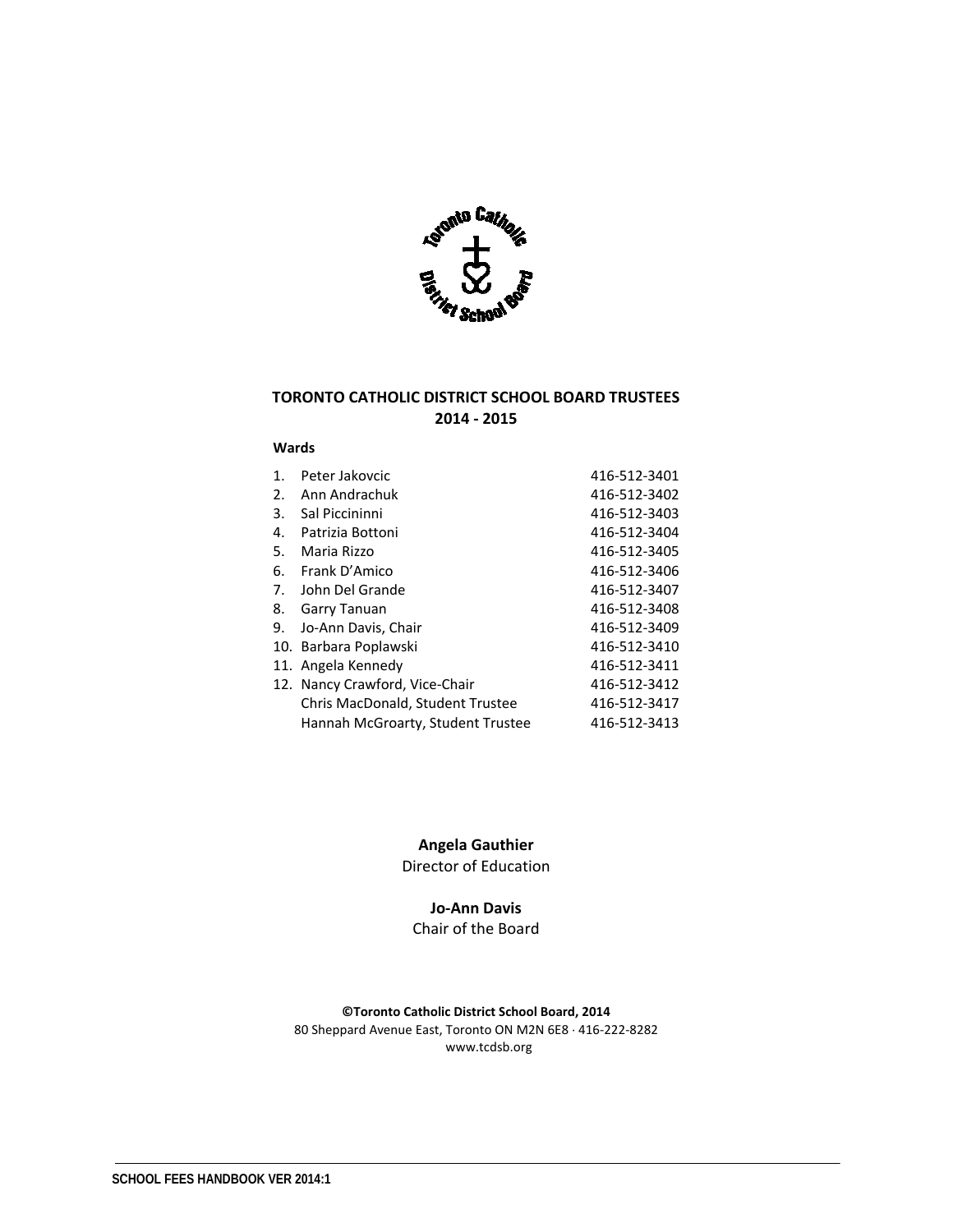**TORONTO CATHOLIC DISTRICT SCHOOL BOARD TRUSTEES**
**2014 - 2015**

**Wards**

| | | |
|---|---|---|
| 1. | Peter Jakovcic | 416-512-3401 |
| 2. | Ann Andrachuk | 416-512-3402 |
| 3. | Sal Piccininni | 416-512-3403 |
| 4. | Patrizia Bottoni | 416-512-3404 |
| 5. | Maria Rizzo | 416-512-3405 |
| 6. | Frank D'Amico | 416-512-3406 |
| 7. | John Del Grande | 416-512-3407 |
| 8. | Garry Tanuan | 416-512-3408 |
| 9. | Jo-Ann Davis, Chair | 416-512-3409 |
| 10. | Barbara Poplawski | 416-512-3410 |
| 11. | Angela Kennedy | 416-512-3411 |
| 12. | Nancy Crawford, Vice-Chair | 416-512-3412 |
| | Chris MacDonald, Student Trustee | 416-512-3417 |
| | Hannah McGroarty, Student Trustee | 416-512-3413 |

**Angela Gauthier**
Director of Education

**Jo-Ann Davis**
Chair of the Board

**©Toronto Catholic District School Board, 2014**
80 Sheppard Avenue East, Toronto ON M2N 6E8 · 416-222-8282
www.tcdsb.org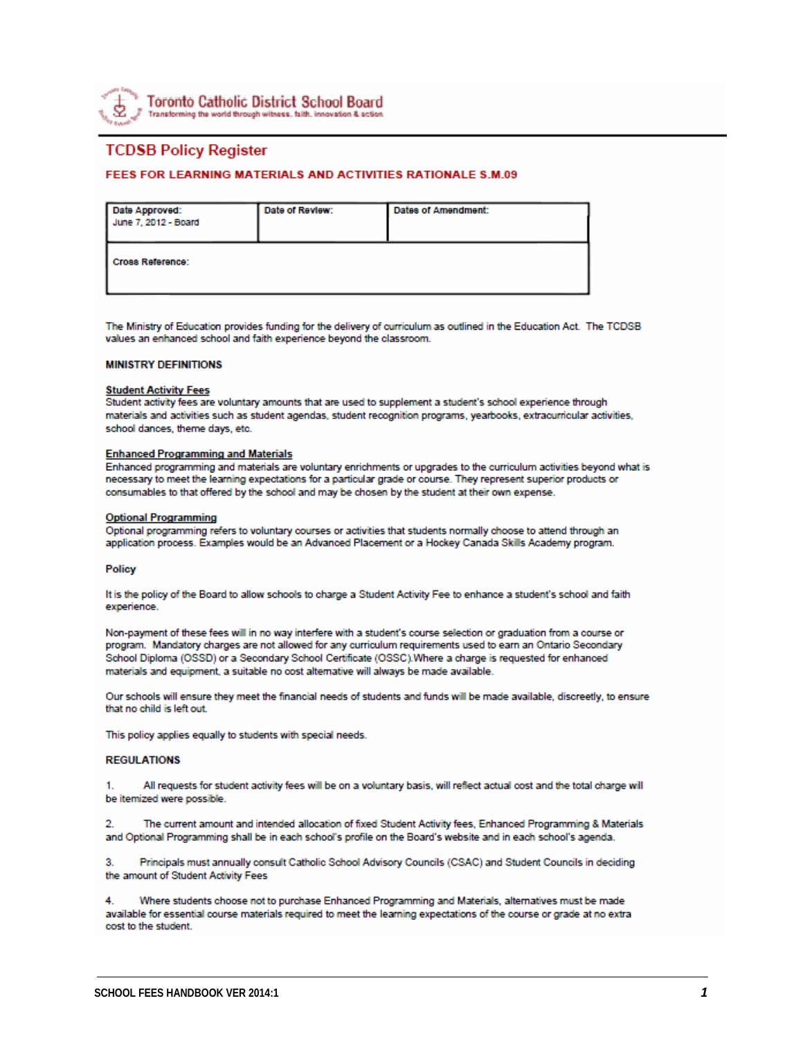Toronto Catholic District School Board
Transforming the world through witness, faith, innovation & action

## TCDSB Policy Register

### FEES FOR LEARNING MATERIALS AND ACTIVITIES RATIONALE S.M.09

| Date Approved: June 7, 2012 - Board | Date of Review: | Dates of Amendment: |
|---|---|---|
| Cross Reference: | | |

The Ministry of Education provides funding for the delivery of curriculum as outlined in the Education Act. The TCDSB values an enhanced school and faith experience beyond the classroom.

**MINISTRY DEFINITIONS**

**Student Activity Fees**
Student activity fees are voluntary amounts that are used to supplement a student's school experience through materials and activities such as student agendas, student recognition programs, yearbooks, extracurricular activities, school dances, theme days, etc.

**Enhanced Programming and Materials**
Enhanced programming and materials are voluntary enrichments or upgrades to the curriculum activities beyond what is necessary to meet the learning expectations for a particular grade or course. They represent superior products or consumables to that offered by the school and may be chosen by the student at their own expense.

**Optional Programming**
Optional programming refers to voluntary courses or activities that students normally choose to attend through an application process. Examples would be an Advanced Placement or a Hockey Canada Skills Academy program.

**Policy**

It is the policy of the Board to allow schools to charge a Student Activity Fee to enhance a student's school and faith experience.

Non-payment of these fees will in no way interfere with a student's course selection or graduation from a course or program. Mandatory charges are not allowed for any curriculum requirements used to earn an Ontario Secondary School Diploma (OSSD) or a Secondary School Certificate (OSSC).Where a charge is requested for enhanced materials and equipment, a suitable no cost alternative will always be made available.

Our schools will ensure they meet the financial needs of students and funds will be made available, discreetly, to ensure that no child is left out.

This policy applies equally to students with special needs.

**REGULATIONS**

1. All requests for student activity fees will be on a voluntary basis, will reflect actual cost and the total charge will be itemized were possible.

2. The current amount and intended allocation of fixed Student Activity fees, Enhanced Programming & Materials and Optional Programming shall be in each school's profile on the Board's website and in each school's agenda.

3. Principals must annually consult Catholic School Advisory Councils (CSAC) and Student Councils in deciding the amount of Student Activity Fees

4. Where students choose not to purchase Enhanced Programming and Materials, alternatives must be made available for essential course materials required to meet the learning expectations of the course or grade at no extra cost to the student.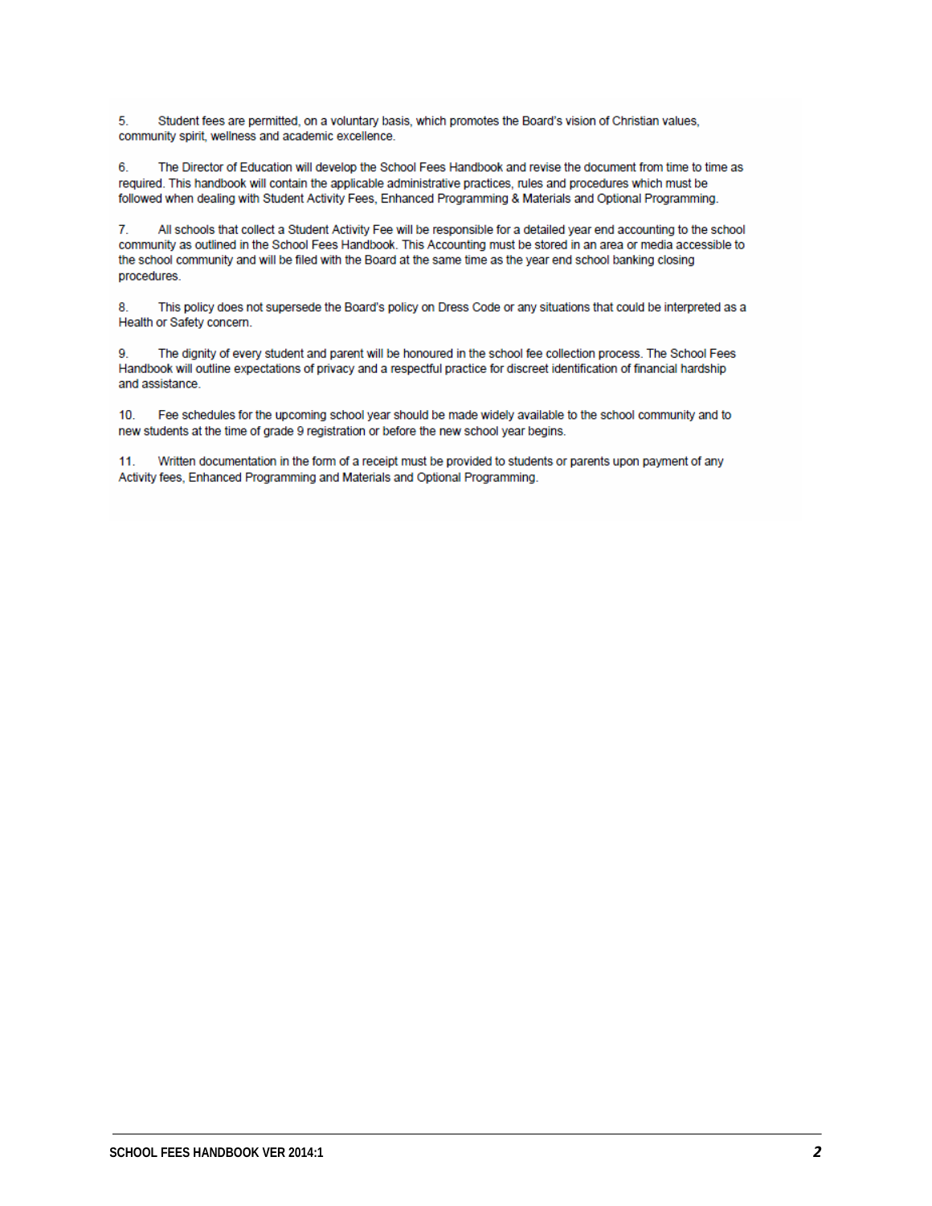5. Student fees are permitted, on a voluntary basis, which promotes the Board's vision of Christian values, community spirit, wellness and academic excellence.

6. The Director of Education will develop the School Fees Handbook and revise the document from time to time as required. This handbook will contain the applicable administrative practices, rules and procedures which must be followed when dealing with Student Activity Fees, Enhanced Programming & Materials and Optional Programming.

7. All schools that collect a Student Activity Fee will be responsible for a detailed year end accounting to the school community as outlined in the School Fees Handbook. This Accounting must be stored in an area or media accessible to the school community and will be filed with the Board at the same time as the year end school banking closing procedures.

8. This policy does not supersede the Board's policy on Dress Code or any situations that could be interpreted as a Health or Safety concern.

9. The dignity of every student and parent will be honoured in the school fee collection process. The School Fees Handbook will outline expectations of privacy and a respectful practice for discreet identification of financial hardship and assistance.

10. Fee schedules for the upcoming school year should be made widely available to the school community and to new students at the time of grade 9 registration or before the new school year begins.

11. Written documentation in the form of a receipt must be provided to students or parents upon payment of any Activity fees, Enhanced Programming and Materials and Optional Programming.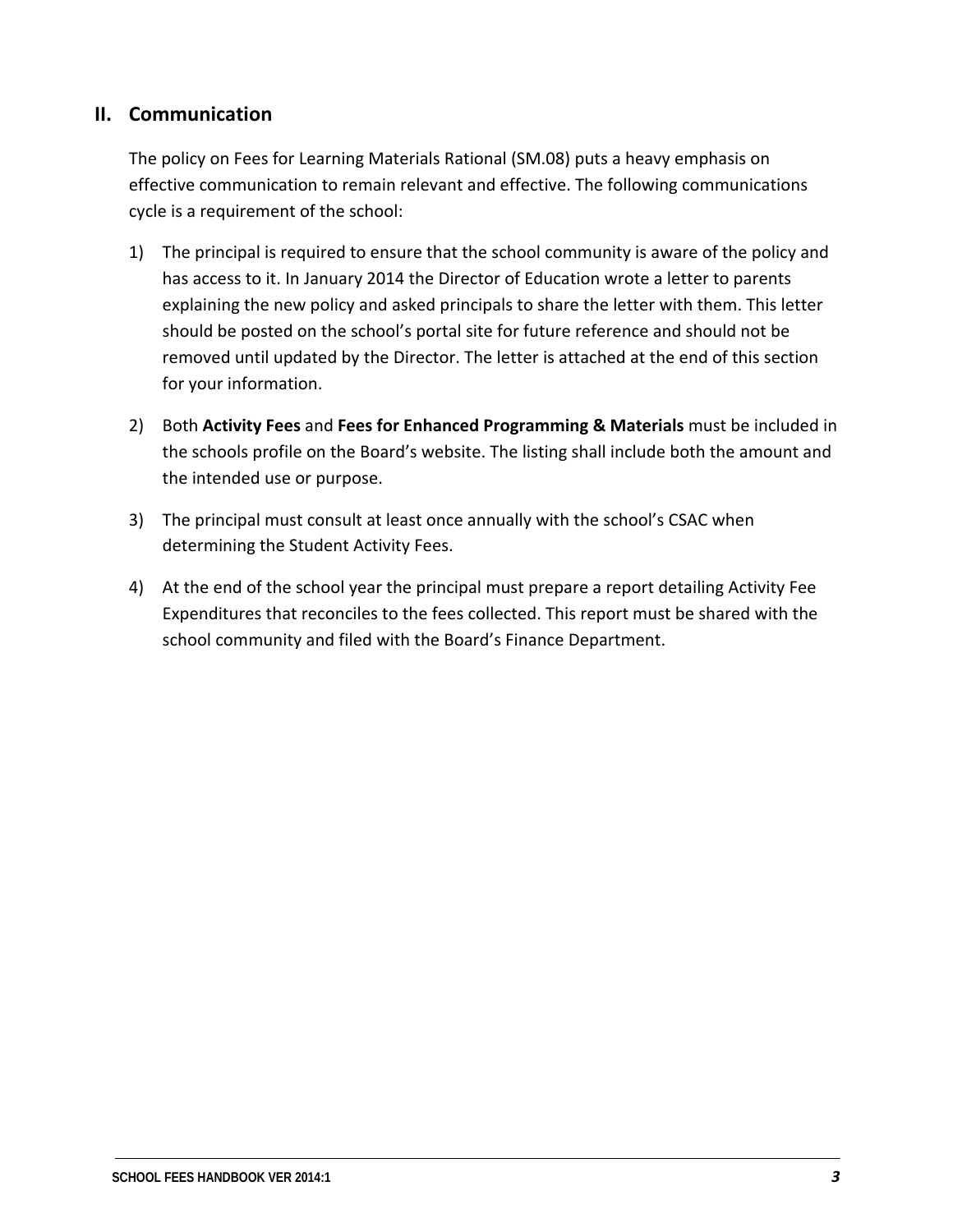## II. Communication

The policy on Fees for Learning Materials Rational (SM.08) puts a heavy emphasis on effective communication to remain relevant and effective. The following communications cycle is a requirement of the school:

1) The principal is required to ensure that the school community is aware of the policy and has access to it. In January 2014 the Director of Education wrote a letter to parents explaining the new policy and asked principals to share the letter with them. This letter should be posted on the school's portal site for future reference and should not be removed until updated by the Director. The letter is attached at the end of this section for your information.

2) Both **Activity Fees** and **Fees for Enhanced Programming & Materials** must be included in the schools profile on the Board's website. The listing shall include both the amount and the intended use or purpose.

3) The principal must consult at least once annually with the school's CSAC when determining the Student Activity Fees.

4) At the end of the school year the principal must prepare a report detailing Activity Fee Expenditures that reconciles to the fees collected. This report must be shared with the school community and filed with the Board's Finance Department.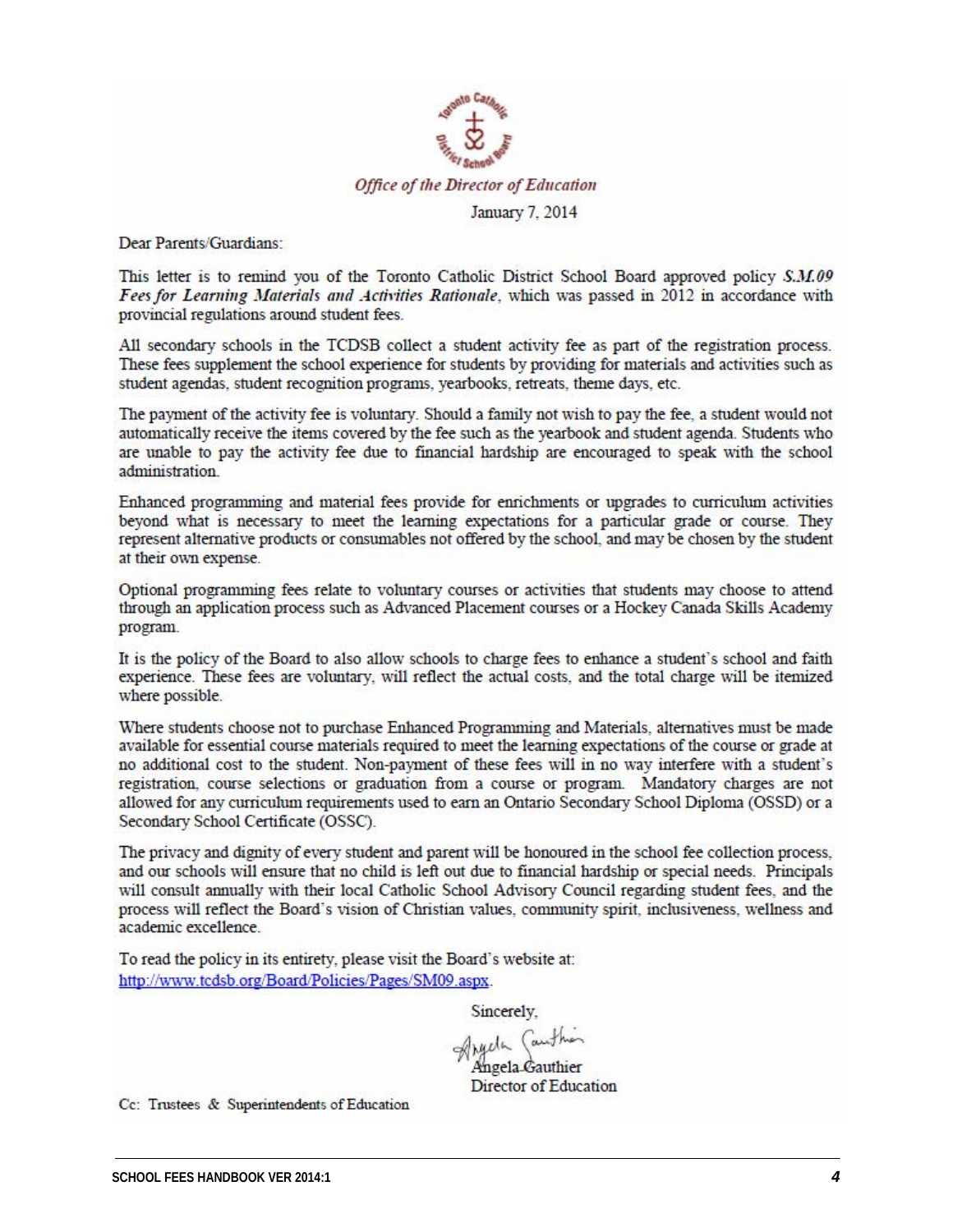*Office of the Director of Education*

January 7, 2014

Dear Parents/Guardians:

This letter is to remind you of the Toronto Catholic District School Board approved policy ***S.M.09 Fees for Learning Materials and Activities Rationale***, which was passed in 2012 in accordance with provincial regulations around student fees.

All secondary schools in the TCDSB collect a student activity fee as part of the registration process. These fees supplement the school experience for students by providing for materials and activities such as student agendas, student recognition programs, yearbooks, retreats, theme days, etc.

The payment of the activity fee is voluntary. Should a family not wish to pay the fee, a student would not automatically receive the items covered by the fee such as the yearbook and student agenda. Students who are unable to pay the activity fee due to financial hardship are encouraged to speak with the school administration.

Enhanced programming and material fees provide for enrichments or upgrades to curriculum activities beyond what is necessary to meet the learning expectations for a particular grade or course. They represent alternative products or consumables not offered by the school, and may be chosen by the student at their own expense.

Optional programming fees relate to voluntary courses or activities that students may choose to attend through an application process such as Advanced Placement courses or a Hockey Canada Skills Academy program.

It is the policy of the Board to also allow schools to charge fees to enhance a student's school and faith experience. These fees are voluntary, will reflect the actual costs, and the total charge will be itemized where possible.

Where students choose not to purchase Enhanced Programming and Materials, alternatives must be made available for essential course materials required to meet the learning expectations of the course or grade at no additional cost to the student. Non-payment of these fees will in no way interfere with a student's registration, course selections or graduation from a course or program. Mandatory charges are not allowed for any curriculum requirements used to earn an Ontario Secondary School Diploma (OSSD) or a Secondary School Certificate (OSSC).

The privacy and dignity of every student and parent will be honoured in the school fee collection process, and our schools will ensure that no child is left out due to financial hardship or special needs. Principals will consult annually with their local Catholic School Advisory Council regarding student fees, and the process will reflect the Board's vision of Christian values, community spirit, inclusiveness, wellness and academic excellence.

To read the policy in its entirety, please visit the Board's website at: http://www.tcdsb.org/Board/Policies/Pages/SM09.aspx.

Sincerely,

Angela Gauthier
Director of Education

Cc: Trustees & Superintendents of Education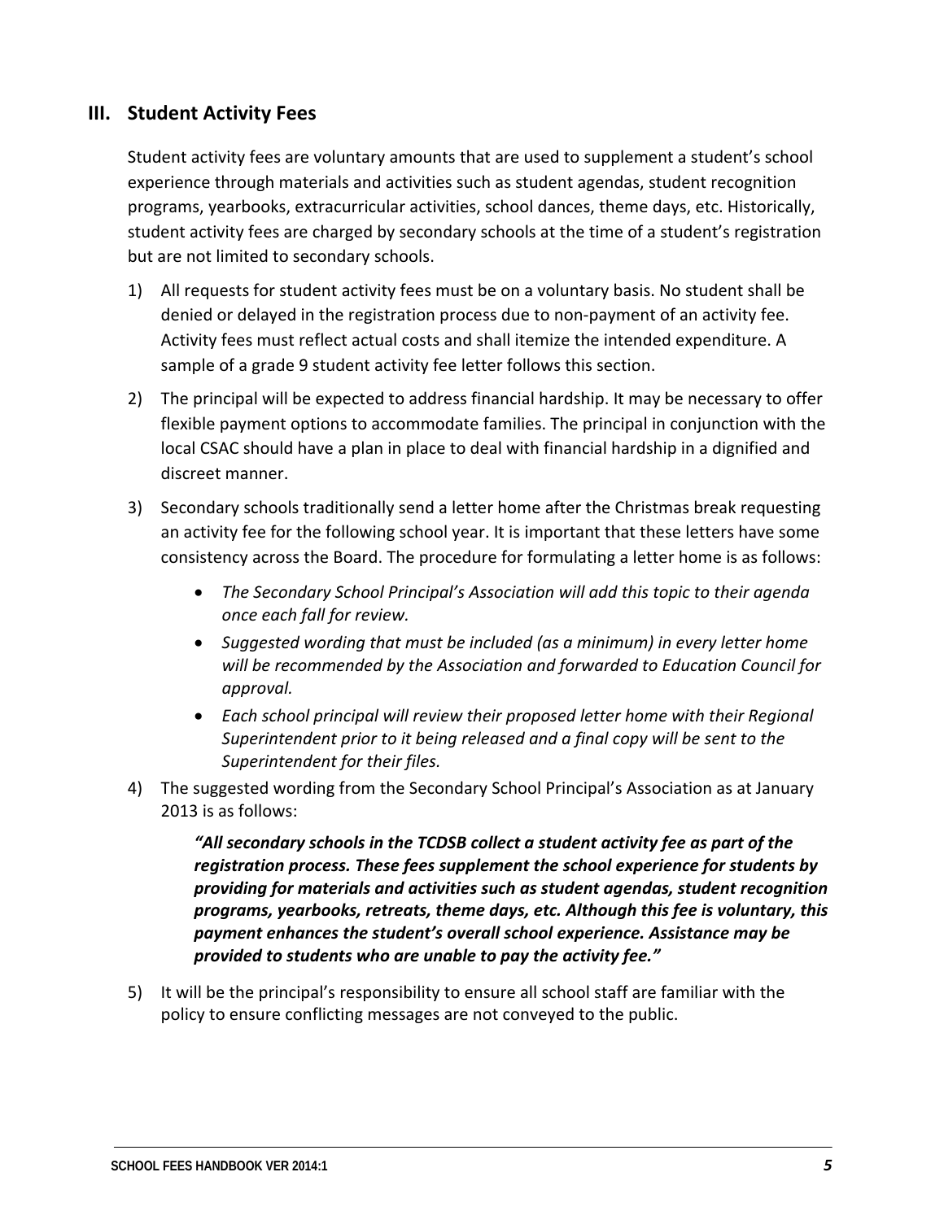## III. Student Activity Fees

Student activity fees are voluntary amounts that are used to supplement a student's school experience through materials and activities such as student agendas, student recognition programs, yearbooks, extracurricular activities, school dances, theme days, etc. Historically, student activity fees are charged by secondary schools at the time of a student's registration but are not limited to secondary schools.

1) All requests for student activity fees must be on a voluntary basis. No student shall be denied or delayed in the registration process due to non-payment of an activity fee. Activity fees must reflect actual costs and shall itemize the intended expenditure. A sample of a grade 9 student activity fee letter follows this section.

2) The principal will be expected to address financial hardship. It may be necessary to offer flexible payment options to accommodate families. The principal in conjunction with the local CSAC should have a plan in place to deal with financial hardship in a dignified and discreet manner.

3) Secondary schools traditionally send a letter home after the Christmas break requesting an activity fee for the following school year. It is important that these letters have some consistency across the Board. The procedure for formulating a letter home is as follows:

    - *The Secondary School Principal's Association will add this topic to their agenda once each fall for review.*
    - *Suggested wording that must be included (as a minimum) in every letter home will be recommended by the Association and forwarded to Education Council for approval.*
    - *Each school principal will review their proposed letter home with their Regional Superintendent prior to it being released and a final copy will be sent to the Superintendent for their files.*

4) The suggested wording from the Secondary School Principal's Association as at January 2013 is as follows:

    ***"All secondary schools in the TCDSB collect a student activity fee as part of the registration process. These fees supplement the school experience for students by providing for materials and activities such as student agendas, student recognition programs, yearbooks, retreats, theme days, etc. Although this fee is voluntary, this payment enhances the student's overall school experience. Assistance may be provided to students who are unable to pay the activity fee."***

5) It will be the principal's responsibility to ensure all school staff are familiar with the policy to ensure conflicting messages are not conveyed to the public.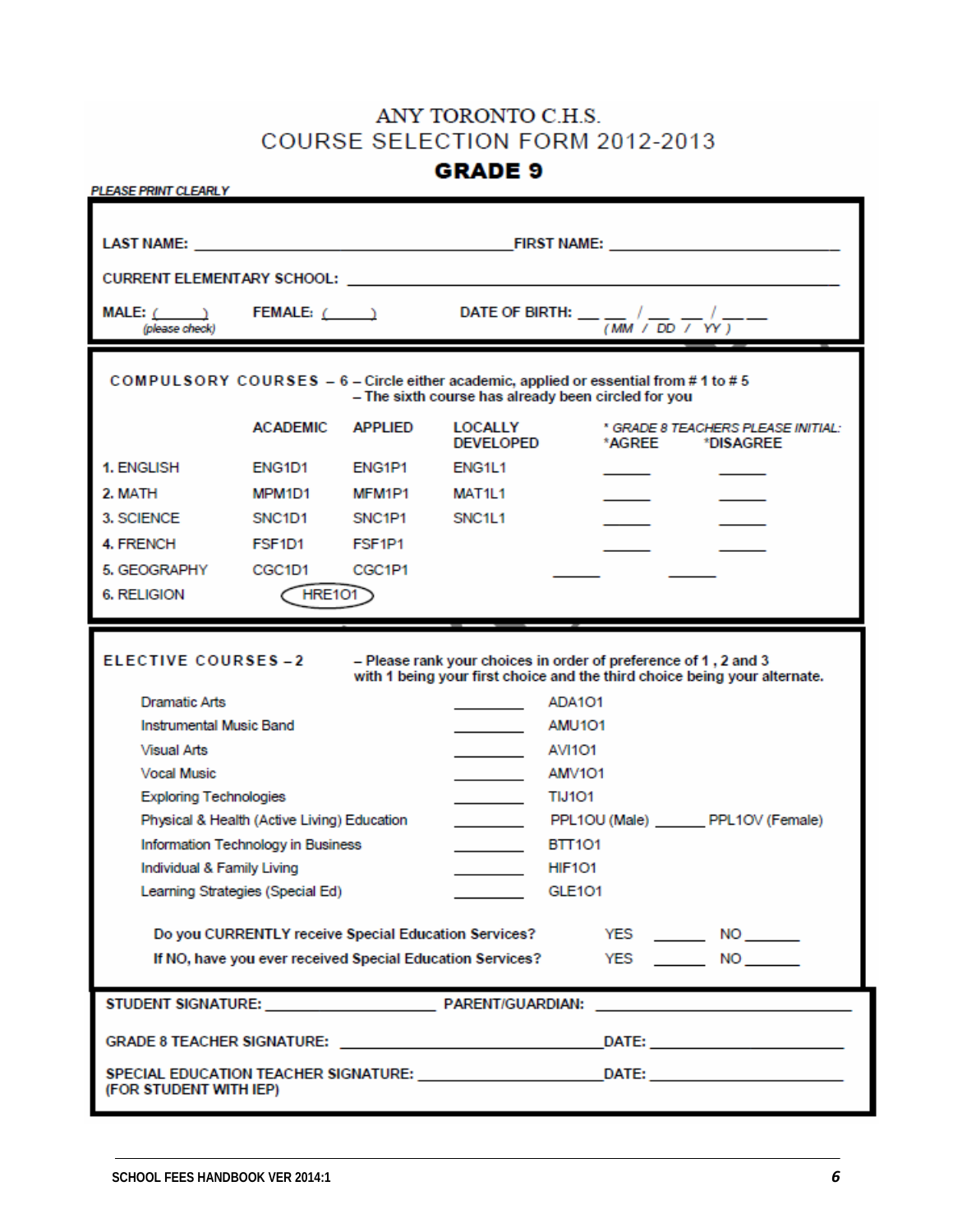# ANY TORONTO C.H.S.
## COURSE SELECTION FORM 2012-2013
## GRADE 9

*PLEASE PRINT CLEARLY*

**LAST NAME:** ______________________________ **FIRST NAME:** ______________________

**CURRENT ELEMENTARY SCHOOL:** ________________________________________________

**MALE:** (____) **FEMALE:** (____) **DATE OF BIRTH:** __ __ / __ __ / __ __
(please check) (MM / DD / YY)

**COMPULSORY COURSES – 6** – Circle either academic, applied or essential from # 1 to # 5
– The sixth course has already been circled for you

| | ACADEMIC | APPLIED | LOCALLY DEVELOPED | *AGREE | *DISAGREE |
|---|---|---|---|---|---|
| 1. ENGLISH | ENG1D1 | ENG1P1 | ENG1L1 | _____ | _____ |
| 2. MATH | MPM1D1 | MFM1P1 | MAT1L1 | _____ | _____ |
| 3. SCIENCE | SNC1D1 | SNC1P1 | SNC1L1 | _____ | _____ |
| 4. FRENCH | FSF1D1 | FSF1P1 | | _____ | _____ |
| 5. GEOGRAPHY | CGC1D1 | CGC1P1 | | _____ | _____ |
| 6. RELIGION | HRE1O1 (circled) | | | | |

*\* GRADE 8 TEACHERS PLEASE INITIAL:*

**ELECTIVE COURSES – 2** – Please rank your choices in order of preference of 1 , 2 and 3 with 1 being your first choice and the third choice being your alternate.

| Course | Rank | Code |
|---|---|---|
| Dramatic Arts | ______ | ADA1O1 |
| Instrumental Music Band | ______ | AMU1O1 |
| Visual Arts | ______ | AVI1O1 |
| Vocal Music | ______ | AMV1O1 |
| Exploring Technologies | ______ | TIJ1O1 |
| Physical & Health (Active Living) Education | ______ | PPL1OU (Male) ______ PPL1OV (Female) |
| Information Technology in Business | ______ | BTT1O1 |
| Individual & Family Living | ______ | HIF1O1 |
| Learning Strategies (Special Ed) | ______ | GLE1O1 |

**Do you CURRENTLY receive Special Education Services?** YES ______ NO ______

**If NO, have you ever received Special Education Services?** YES ______ NO ______

**STUDENT SIGNATURE:** __________________ **PARENT/GUARDIAN:** __________________

**GRADE 8 TEACHER SIGNATURE:** __________________________ **DATE:** __________________

**SPECIAL EDUCATION TEACHER SIGNATURE:** ____________________ **DATE:** __________________
**(FOR STUDENT WITH IEP)**

**SCHOOL FEES HANDBOOK VER 2014:1**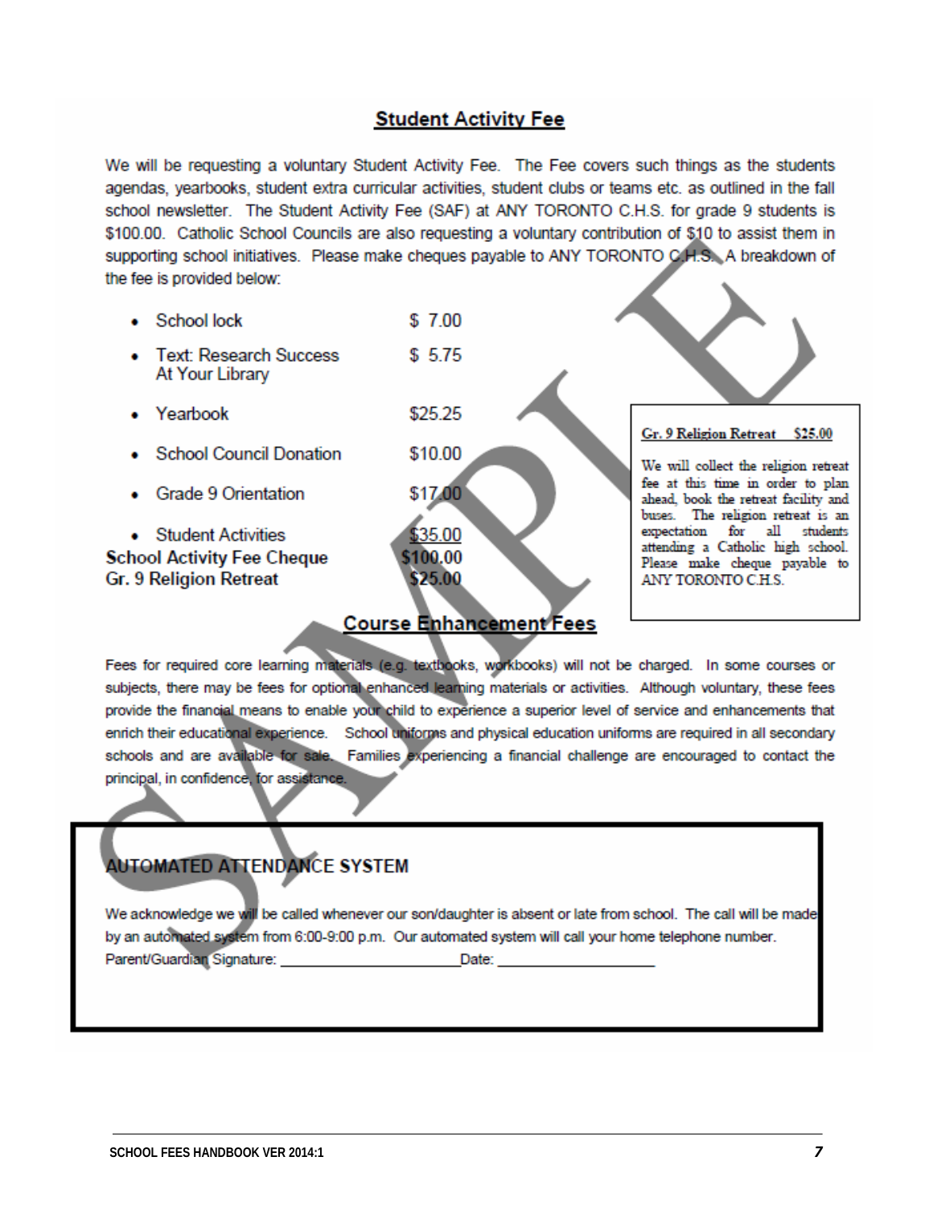## Student Activity Fee

We will be requesting a voluntary Student Activity Fee. The Fee covers such things as the students agendas, yearbooks, student extra curricular activities, student clubs or teams etc. as outlined in the fall school newsletter. The Student Activity Fee (SAF) at ANY TORONTO C.H.S. for grade 9 students is $100.00. Catholic School Councils are also requesting a voluntary contribution of $10 to assist them in supporting school initiatives. Please make cheques payable to ANY TORONTO C.H.S. A breakdown of the fee is provided below:

| Item | Amount |
|---|---|
| • School lock | $ 7.00 |
| • Text: Research Success At Your Library | $ 5.75 |
| • Yearbook | $25.25 |
| • School Council Donation | $10.00 |
| • Grade 9 Orientation | $17.00 |
| • Student Activities | $35.00 |
| **School Activity Fee Cheque** | **$100.00** |
| **Gr. 9 Religion Retreat** | **$25.00** |

**Gr. 9 Religion Retreat $25.00**

We will collect the religion retreat fee at this time in order to plan ahead, book the retreat facility and buses. The religion retreat is an expectation for all students attending a Catholic high school. Please make cheque payable to ANY TORONTO C.H.S.

## Course Enhancement Fees

Fees for required core learning materials (e.g. textbooks, workbooks) will not be charged. In some courses or subjects, there may be fees for optional enhanced learning materials or activities. Although voluntary, these fees provide the financial means to enable your child to experience a superior level of service and enhancements that enrich their educational experience. School uniforms and physical education uniforms are required in all secondary schools and are available for sale. Families experiencing a financial challenge are encouraged to contact the principal, in confidence, for assistance.

## AUTOMATED ATTENDANCE SYSTEM

We acknowledge we will be called whenever our son/daughter is absent or late from school. The call will be made by an automated system from 6:00-9:00 p.m. Our automated system will call your home telephone number.

Parent/Guardian Signature: ______________________ Date: ____________________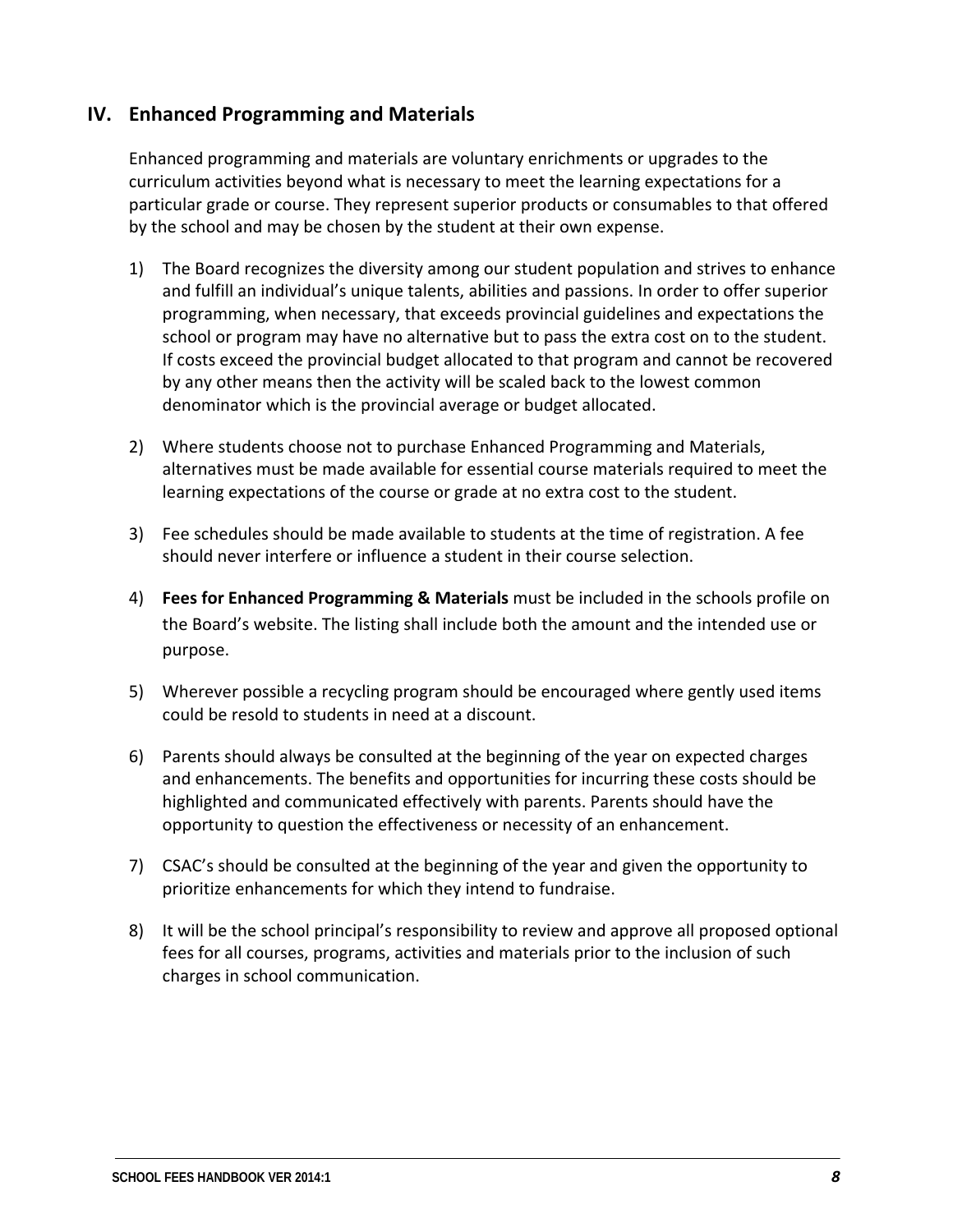## IV. Enhanced Programming and Materials

Enhanced programming and materials are voluntary enrichments or upgrades to the curriculum activities beyond what is necessary to meet the learning expectations for a particular grade or course. They represent superior products or consumables to that offered by the school and may be chosen by the student at their own expense.

1) The Board recognizes the diversity among our student population and strives to enhance and fulfill an individual's unique talents, abilities and passions. In order to offer superior programming, when necessary, that exceeds provincial guidelines and expectations the school or program may have no alternative but to pass the extra cost on to the student. If costs exceed the provincial budget allocated to that program and cannot be recovered by any other means then the activity will be scaled back to the lowest common denominator which is the provincial average or budget allocated.

2) Where students choose not to purchase Enhanced Programming and Materials, alternatives must be made available for essential course materials required to meet the learning expectations of the course or grade at no extra cost to the student.

3) Fee schedules should be made available to students at the time of registration. A fee should never interfere or influence a student in their course selection.

4) **Fees for Enhanced Programming & Materials** must be included in the schools profile on the Board's website. The listing shall include both the amount and the intended use or purpose.

5) Wherever possible a recycling program should be encouraged where gently used items could be resold to students in need at a discount.

6) Parents should always be consulted at the beginning of the year on expected charges and enhancements. The benefits and opportunities for incurring these costs should be highlighted and communicated effectively with parents. Parents should have the opportunity to question the effectiveness or necessity of an enhancement.

7) CSAC's should be consulted at the beginning of the year and given the opportunity to prioritize enhancements for which they intend to fundraise.

8) It will be the school principal's responsibility to review and approve all proposed optional fees for all courses, programs, activities and materials prior to the inclusion of such charges in school communication.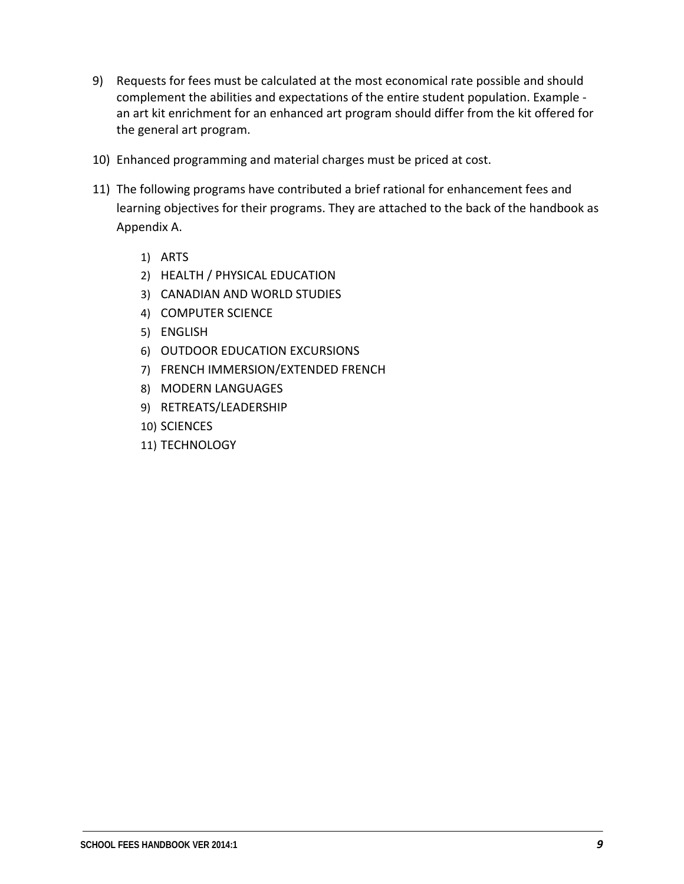9) Requests for fees must be calculated at the most economical rate possible and should complement the abilities and expectations of the entire student population. Example - an art kit enrichment for an enhanced art program should differ from the kit offered for the general art program.

10) Enhanced programming and material charges must be priced at cost.

11) The following programs have contributed a brief rational for enhancement fees and learning objectives for their programs. They are attached to the back of the handbook as Appendix A.

    1) ARTS
    2) HEALTH / PHYSICAL EDUCATION
    3) CANADIAN AND WORLD STUDIES
    4) COMPUTER SCIENCE
    5) ENGLISH
    6) OUTDOOR EDUCATION EXCURSIONS
    7) FRENCH IMMERSION/EXTENDED FRENCH
    8) MODERN LANGUAGES
    9) RETREATS/LEADERSHIP
    10) SCIENCES
    11) TECHNOLOGY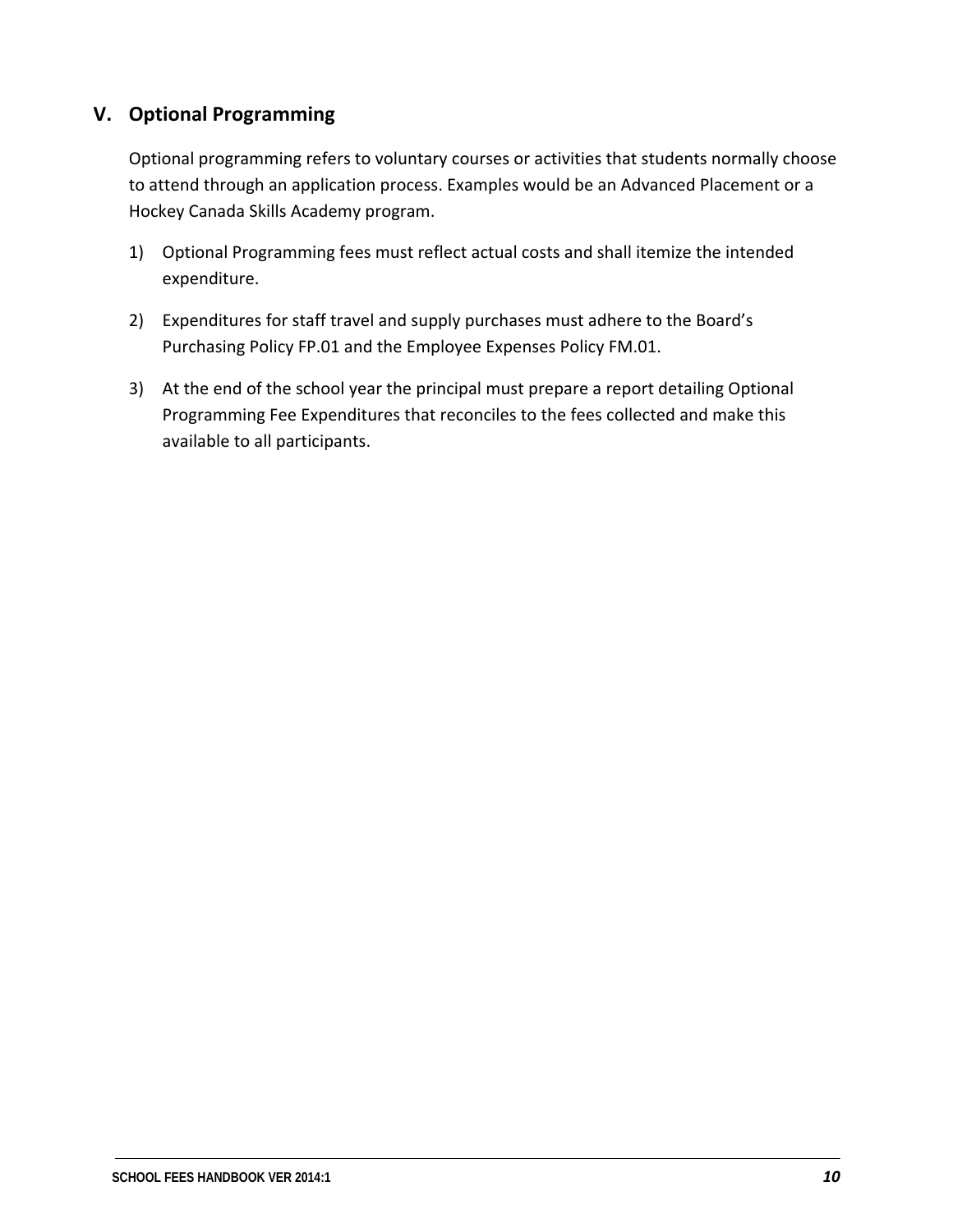## V. Optional Programming

Optional programming refers to voluntary courses or activities that students normally choose to attend through an application process. Examples would be an Advanced Placement or a Hockey Canada Skills Academy program.

1) Optional Programming fees must reflect actual costs and shall itemize the intended expenditure.

2) Expenditures for staff travel and supply purchases must adhere to the Board's Purchasing Policy FP.01 and the Employee Expenses Policy FM.01.

3) At the end of the school year the principal must prepare a report detailing Optional Programming Fee Expenditures that reconciles to the fees collected and make this available to all participants.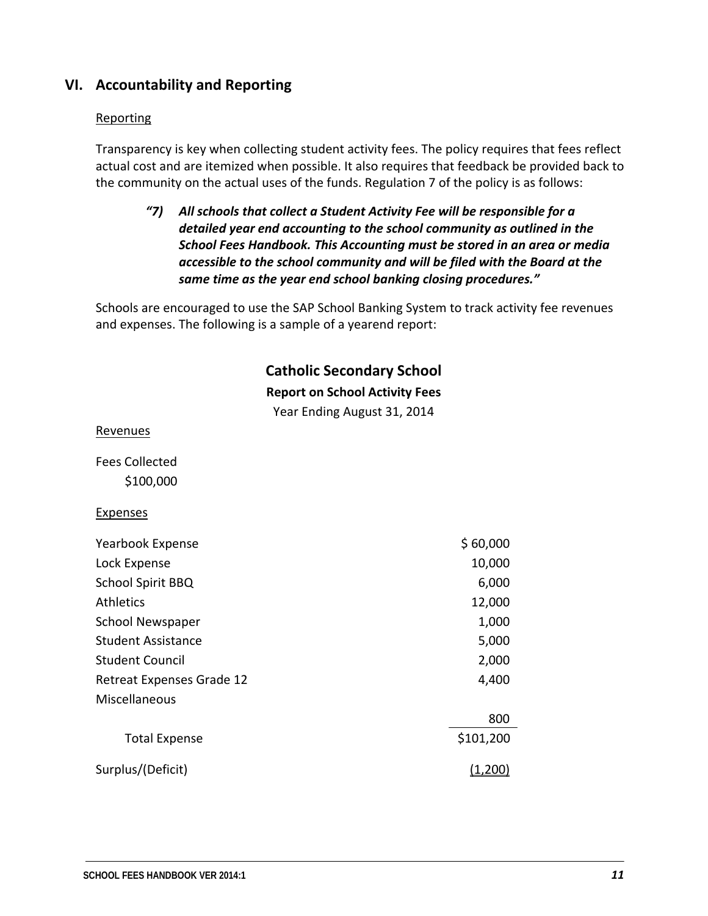## VI. Accountability and Reporting

### Reporting

Transparency is key when collecting student activity fees. The policy requires that fees reflect actual cost and are itemized when possible. It also requires that feedback be provided back to the community on the actual uses of the funds. Regulation 7 of the policy is as follows:

> ***"7) All schools that collect a Student Activity Fee will be responsible for a detailed year end accounting to the school community as outlined in the School Fees Handbook. This Accounting must be stored in an area or media accessible to the school community and will be filed with the Board at the same time as the year end school banking closing procedures."***

Schools are encouraged to use the SAP School Banking System to track activity fee revenues and expenses. The following is a sample of a yearend report:

**Catholic Secondary School**

**Report on School Activity Fees**

Year Ending August 31, 2014

Revenues

Fees Collected
$100,000

Expenses

| | |
|---|---|
| Yearbook Expense | $ 60,000 |
| Lock Expense | 10,000 |
| School Spirit BBQ | 6,000 |
| Athletics | 12,000 |
| School Newspaper | 1,000 |
| Student Assistance | 5,000 |
| Student Council | 2,000 |
| Retreat Expenses Grade 12 | 4,400 |
| Miscellaneous | 800 |
| Total Expense | $101,200 |
| Surplus/(Deficit) | (1,200) |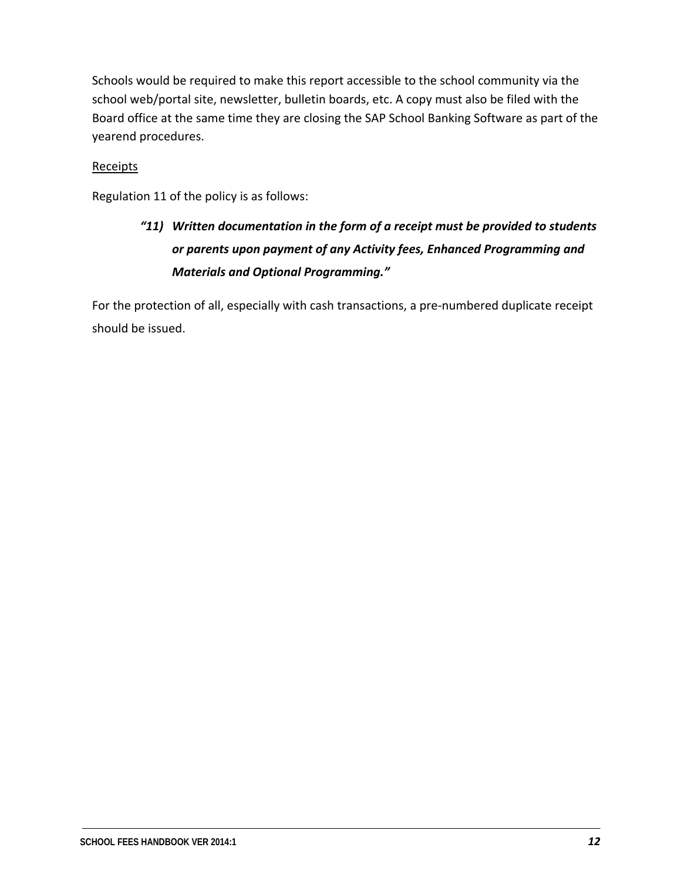Schools would be required to make this report accessible to the school community via the school web/portal site, newsletter, bulletin boards, etc. A copy must also be filed with the Board office at the same time they are closing the SAP School Banking Software as part of the yearend procedures.

<u>Receipts</u>

Regulation 11 of the policy is as follows:

> ***"11) Written documentation in the form of a receipt must be provided to students or parents upon payment of any Activity fees, Enhanced Programming and Materials and Optional Programming."***

For the protection of all, especially with cash transactions, a pre-numbered duplicate receipt should be issued.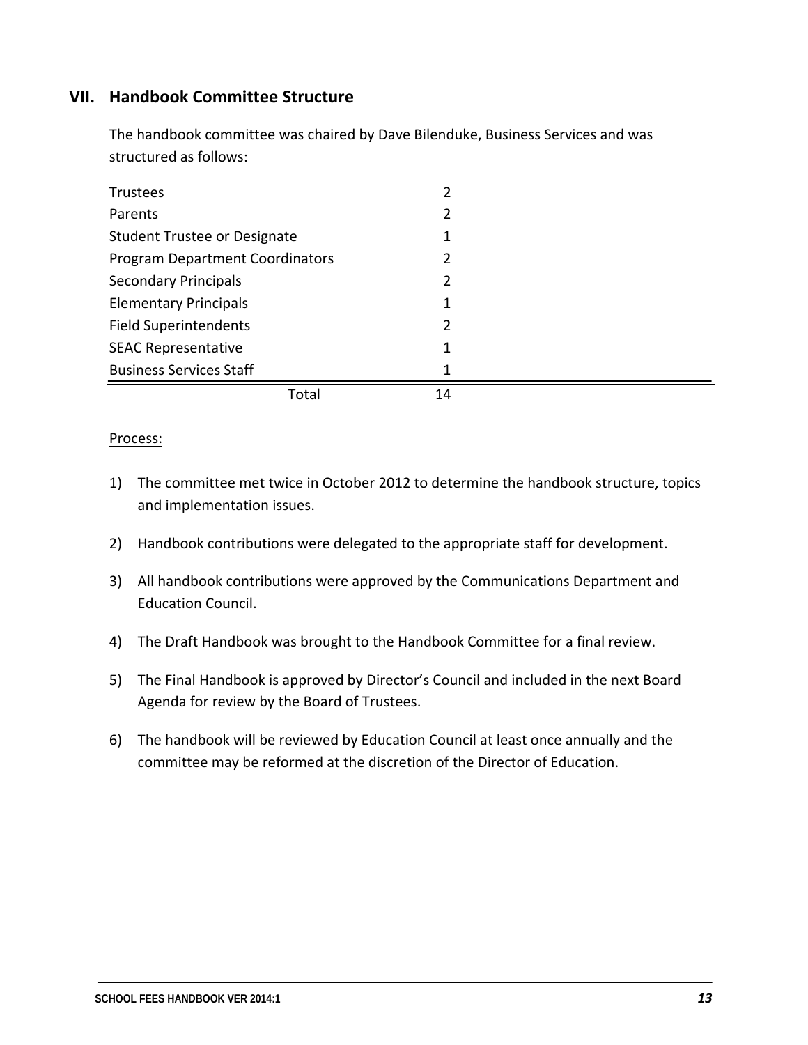## VII. Handbook Committee Structure

The handbook committee was chaired by Dave Bilenduke, Business Services and was structured as follows:

| | |
|---|---|
| Trustees | 2 |
| Parents | 2 |
| Student Trustee or Designate | 1 |
| Program Department Coordinators | 2 |
| Secondary Principals | 2 |
| Elementary Principals | 1 |
| Field Superintendents | 2 |
| SEAC Representative | 1 |
| Business Services Staff | 1 |
| Total | 14 |

Process:

1) The committee met twice in October 2012 to determine the handbook structure, topics and implementation issues.

2) Handbook contributions were delegated to the appropriate staff for development.

3) All handbook contributions were approved by the Communications Department and Education Council.

4) The Draft Handbook was brought to the Handbook Committee for a final review.

5) The Final Handbook is approved by Director's Council and included in the next Board Agenda for review by the Board of Trustees.

6) The handbook will be reviewed by Education Council at least once annually and the committee may be reformed at the discretion of the Director of Education.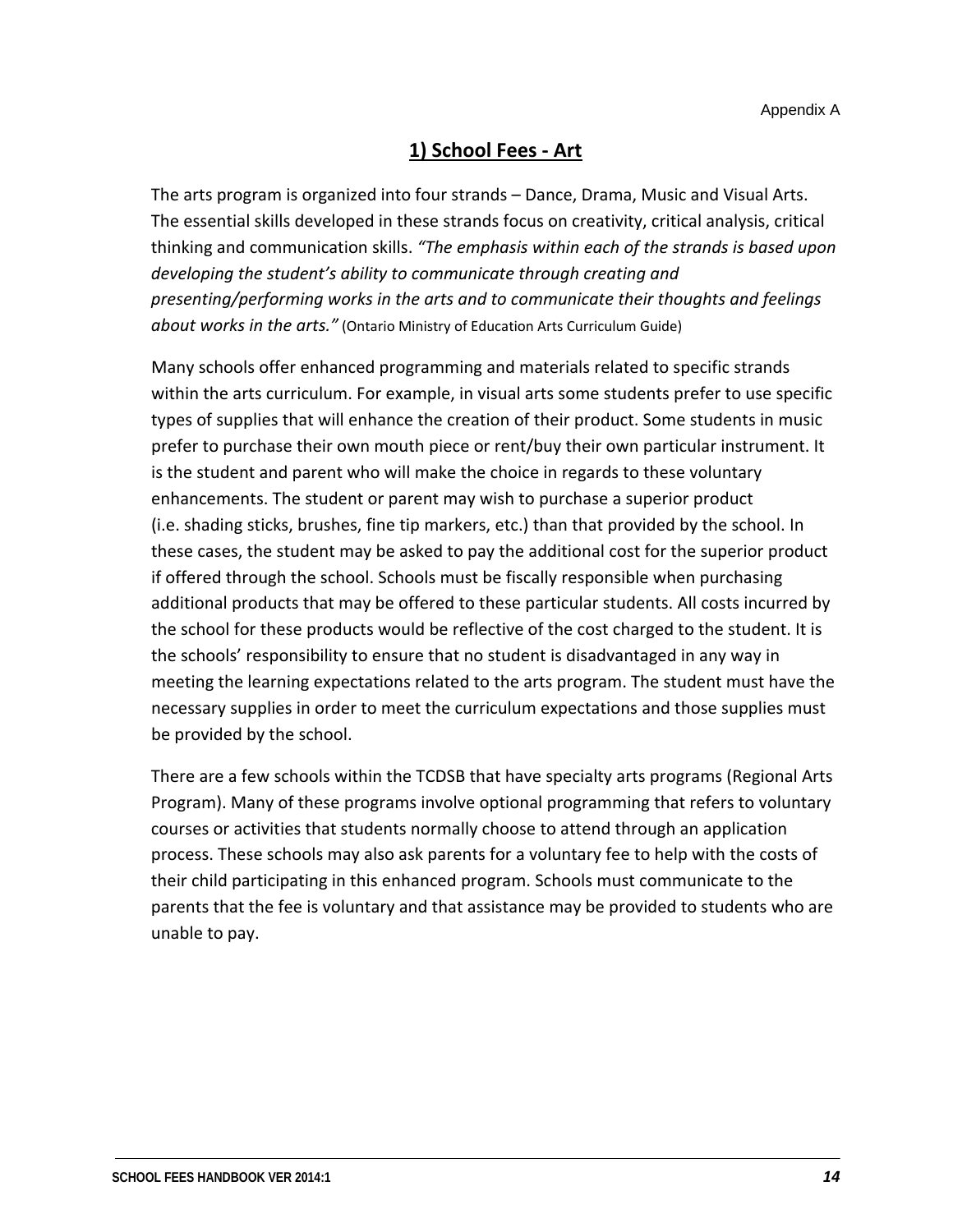Appendix A

## 1) School Fees - Art

The arts program is organized into four strands – Dance, Drama, Music and Visual Arts. The essential skills developed in these strands focus on creativity, critical analysis, critical thinking and communication skills. *"The emphasis within each of the strands is based upon developing the student's ability to communicate through creating and presenting/performing works in the arts and to communicate their thoughts and feelings about works in the arts."* (Ontario Ministry of Education Arts Curriculum Guide)

Many schools offer enhanced programming and materials related to specific strands within the arts curriculum. For example, in visual arts some students prefer to use specific types of supplies that will enhance the creation of their product. Some students in music prefer to purchase their own mouth piece or rent/buy their own particular instrument. It is the student and parent who will make the choice in regards to these voluntary enhancements. The student or parent may wish to purchase a superior product (i.e. shading sticks, brushes, fine tip markers, etc.) than that provided by the school. In these cases, the student may be asked to pay the additional cost for the superior product if offered through the school. Schools must be fiscally responsible when purchasing additional products that may be offered to these particular students. All costs incurred by the school for these products would be reflective of the cost charged to the student. It is the schools' responsibility to ensure that no student is disadvantaged in any way in meeting the learning expectations related to the arts program. The student must have the necessary supplies in order to meet the curriculum expectations and those supplies must be provided by the school.

There are a few schools within the TCDSB that have specialty arts programs (Regional Arts Program). Many of these programs involve optional programming that refers to voluntary courses or activities that students normally choose to attend through an application process. These schools may also ask parents for a voluntary fee to help with the costs of their child participating in this enhanced program. Schools must communicate to the parents that the fee is voluntary and that assistance may be provided to students who are unable to pay.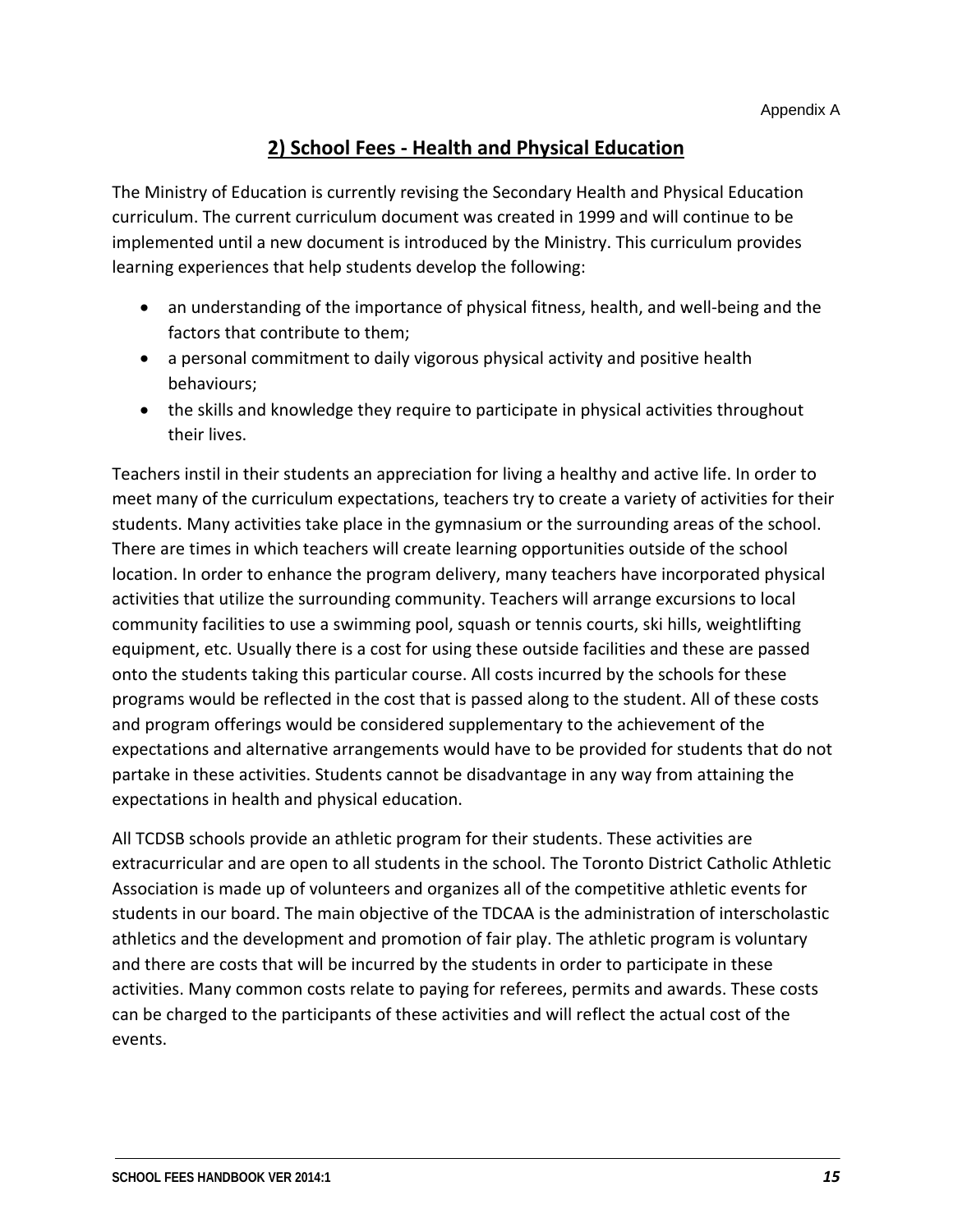## 2) School Fees - Health and Physical Education

The Ministry of Education is currently revising the Secondary Health and Physical Education curriculum. The current curriculum document was created in 1999 and will continue to be implemented until a new document is introduced by the Ministry. This curriculum provides learning experiences that help students develop the following:

- an understanding of the importance of physical fitness, health, and well-being and the factors that contribute to them;
- a personal commitment to daily vigorous physical activity and positive health behaviours;
- the skills and knowledge they require to participate in physical activities throughout their lives.

Teachers instil in their students an appreciation for living a healthy and active life. In order to meet many of the curriculum expectations, teachers try to create a variety of activities for their students. Many activities take place in the gymnasium or the surrounding areas of the school. There are times in which teachers will create learning opportunities outside of the school location. In order to enhance the program delivery, many teachers have incorporated physical activities that utilize the surrounding community. Teachers will arrange excursions to local community facilities to use a swimming pool, squash or tennis courts, ski hills, weightlifting equipment, etc. Usually there is a cost for using these outside facilities and these are passed onto the students taking this particular course. All costs incurred by the schools for these programs would be reflected in the cost that is passed along to the student. All of these costs and program offerings would be considered supplementary to the achievement of the expectations and alternative arrangements would have to be provided for students that do not partake in these activities. Students cannot be disadvantage in any way from attaining the expectations in health and physical education.

All TCDSB schools provide an athletic program for their students. These activities are extracurricular and are open to all students in the school. The Toronto District Catholic Athletic Association is made up of volunteers and organizes all of the competitive athletic events for students in our board. The main objective of the TDCAA is the administration of interscholastic athletics and the development and promotion of fair play. The athletic program is voluntary and there are costs that will be incurred by the students in order to participate in these activities. Many common costs relate to paying for referees, permits and awards. These costs can be charged to the participants of these activities and will reflect the actual cost of the events.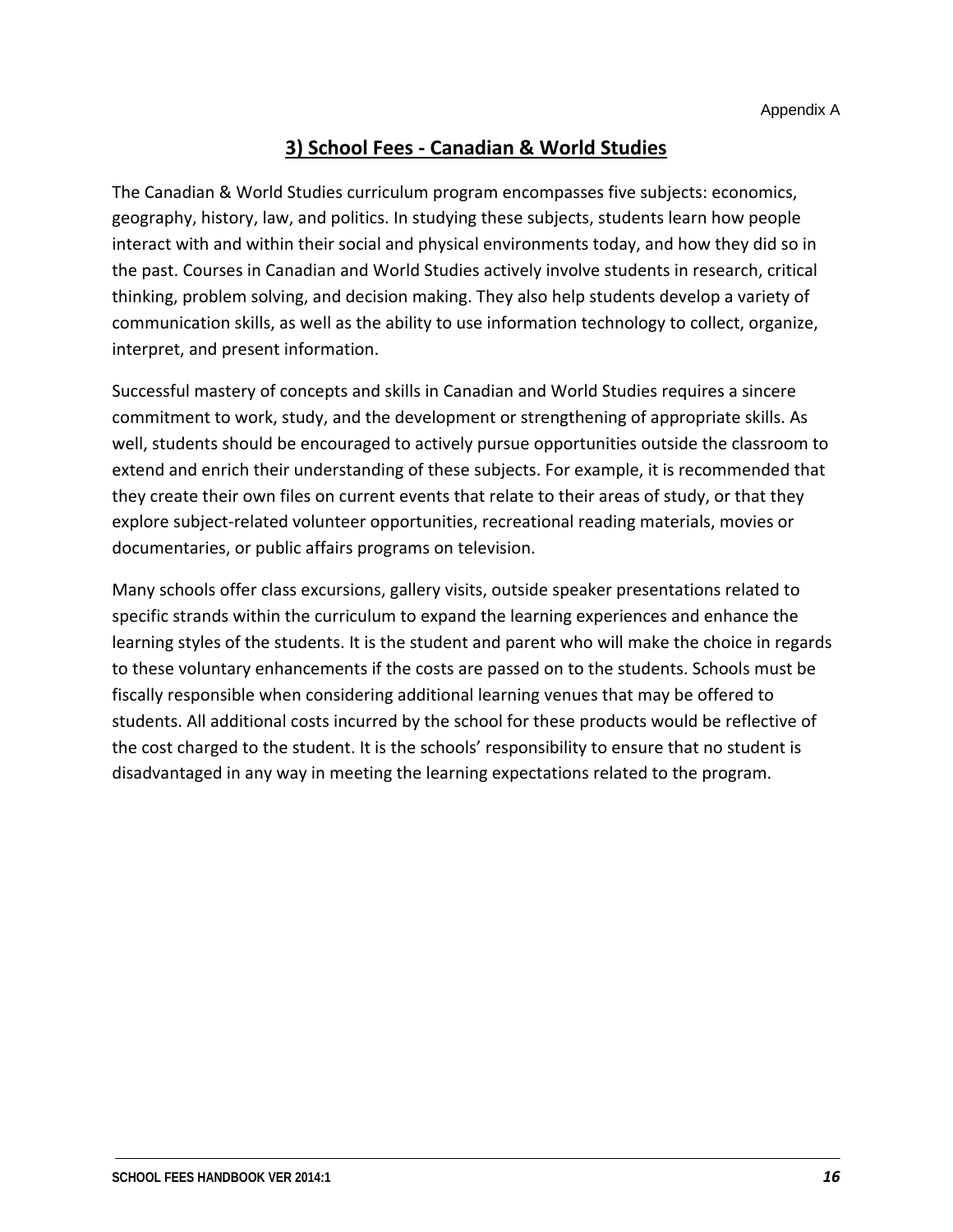Appendix A

## 3) School Fees - Canadian & World Studies

The Canadian & World Studies curriculum program encompasses five subjects: economics, geography, history, law, and politics. In studying these subjects, students learn how people interact with and within their social and physical environments today, and how they did so in the past. Courses in Canadian and World Studies actively involve students in research, critical thinking, problem solving, and decision making. They also help students develop a variety of communication skills, as well as the ability to use information technology to collect, organize, interpret, and present information.

Successful mastery of concepts and skills in Canadian and World Studies requires a sincere commitment to work, study, and the development or strengthening of appropriate skills. As well, students should be encouraged to actively pursue opportunities outside the classroom to extend and enrich their understanding of these subjects. For example, it is recommended that they create their own files on current events that relate to their areas of study, or that they explore subject-related volunteer opportunities, recreational reading materials, movies or documentaries, or public affairs programs on television.

Many schools offer class excursions, gallery visits, outside speaker presentations related to specific strands within the curriculum to expand the learning experiences and enhance the learning styles of the students. It is the student and parent who will make the choice in regards to these voluntary enhancements if the costs are passed on to the students. Schools must be fiscally responsible when considering additional learning venues that may be offered to students. All additional costs incurred by the school for these products would be reflective of the cost charged to the student. It is the schools' responsibility to ensure that no student is disadvantaged in any way in meeting the learning expectations related to the program.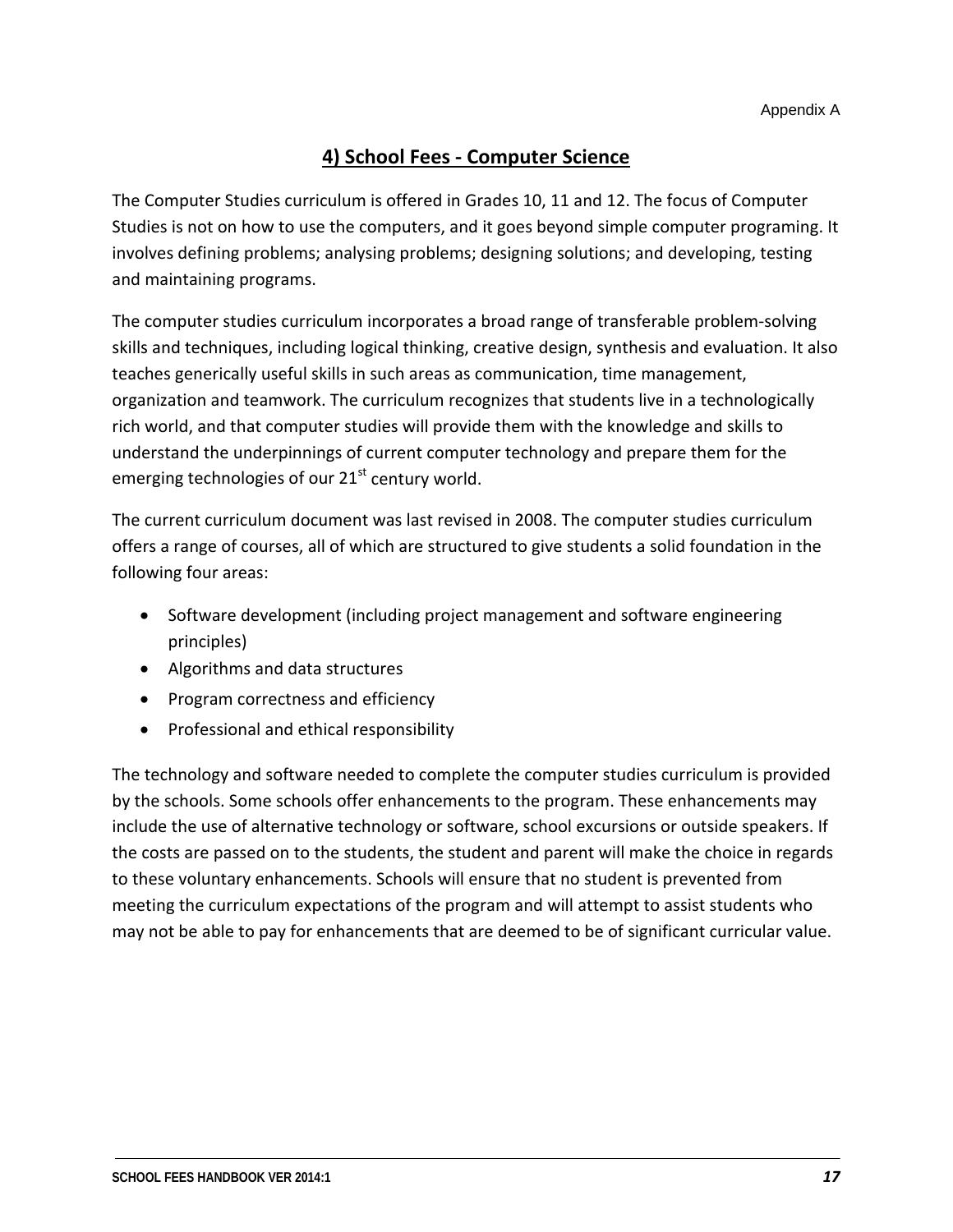Appendix A

## 4) School Fees - Computer Science

The Computer Studies curriculum is offered in Grades 10, 11 and 12. The focus of Computer Studies is not on how to use the computers, and it goes beyond simple computer programing. It involves defining problems; analysing problems; designing solutions; and developing, testing and maintaining programs.

The computer studies curriculum incorporates a broad range of transferable problem-solving skills and techniques, including logical thinking, creative design, synthesis and evaluation. It also teaches generically useful skills in such areas as communication, time management, organization and teamwork. The curriculum recognizes that students live in a technologically rich world, and that computer studies will provide them with the knowledge and skills to understand the underpinnings of current computer technology and prepare them for the emerging technologies of our 21st century world.

The current curriculum document was last revised in 2008. The computer studies curriculum offers a range of courses, all of which are structured to give students a solid foundation in the following four areas:

- Software development (including project management and software engineering principles)
- Algorithms and data structures
- Program correctness and efficiency
- Professional and ethical responsibility

The technology and software needed to complete the computer studies curriculum is provided by the schools. Some schools offer enhancements to the program. These enhancements may include the use of alternative technology or software, school excursions or outside speakers. If the costs are passed on to the students, the student and parent will make the choice in regards to these voluntary enhancements. Schools will ensure that no student is prevented from meeting the curriculum expectations of the program and will attempt to assist students who may not be able to pay for enhancements that are deemed to be of significant curricular value.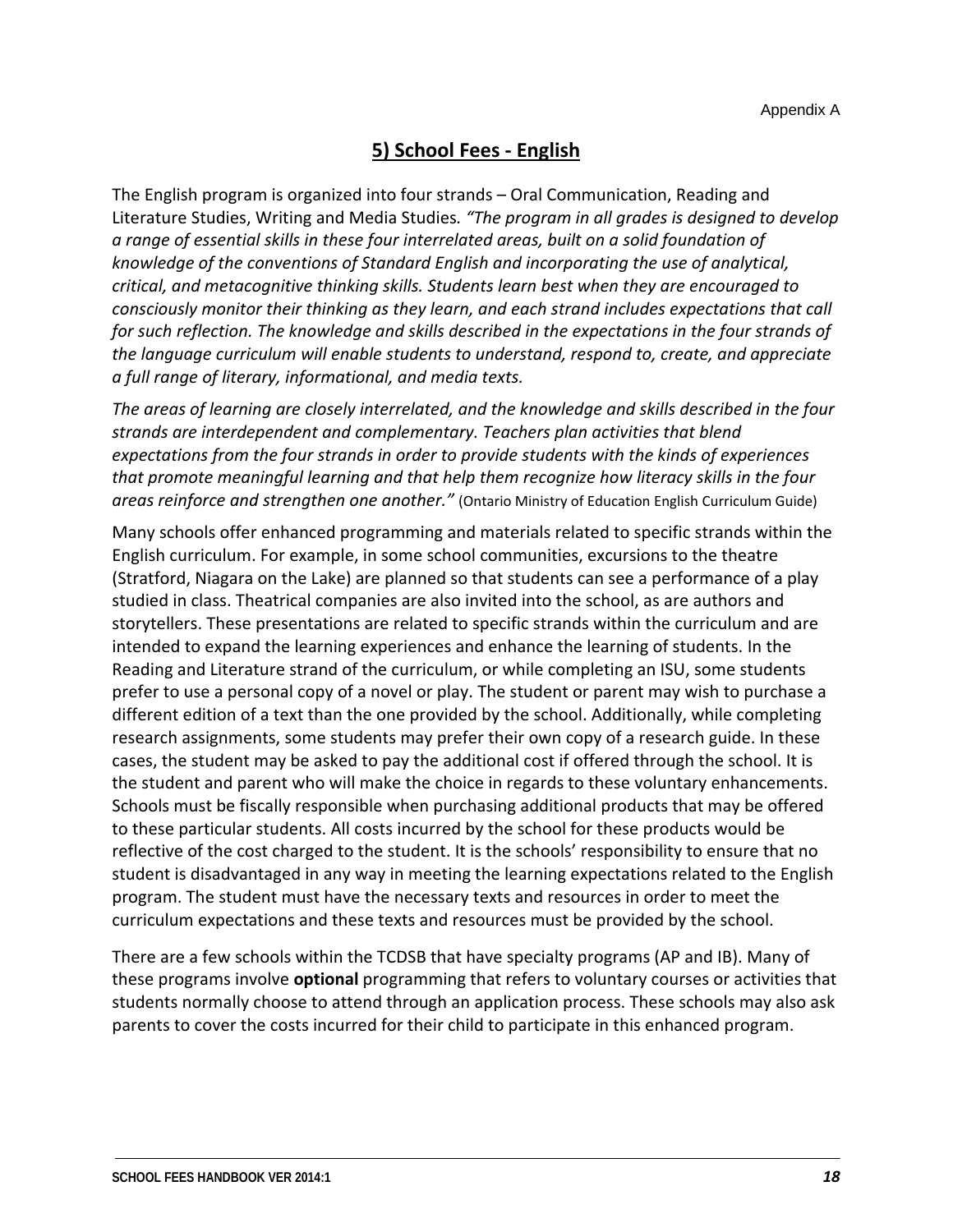Appendix A

## 5) School Fees - English

The English program is organized into four strands – Oral Communication, Reading and Literature Studies, Writing and Media Studies. *"The program in all grades is designed to develop a range of essential skills in these four interrelated areas, built on a solid foundation of knowledge of the conventions of Standard English and incorporating the use of analytical, critical, and metacognitive thinking skills. Students learn best when they are encouraged to consciously monitor their thinking as they learn, and each strand includes expectations that call for such reflection. The knowledge and skills described in the expectations in the four strands of the language curriculum will enable students to understand, respond to, create, and appreciate a full range of literary, informational, and media texts.*

*The areas of learning are closely interrelated, and the knowledge and skills described in the four strands are interdependent and complementary. Teachers plan activities that blend expectations from the four strands in order to provide students with the kinds of experiences that promote meaningful learning and that help them recognize how literacy skills in the four areas reinforce and strengthen one another."* (Ontario Ministry of Education English Curriculum Guide)

Many schools offer enhanced programming and materials related to specific strands within the English curriculum. For example, in some school communities, excursions to the theatre (Stratford, Niagara on the Lake) are planned so that students can see a performance of a play studied in class. Theatrical companies are also invited into the school, as are authors and storytellers. These presentations are related to specific strands within the curriculum and are intended to expand the learning experiences and enhance the learning of students. In the Reading and Literature strand of the curriculum, or while completing an ISU, some students prefer to use a personal copy of a novel or play. The student or parent may wish to purchase a different edition of a text than the one provided by the school. Additionally, while completing research assignments, some students may prefer their own copy of a research guide. In these cases, the student may be asked to pay the additional cost if offered through the school. It is the student and parent who will make the choice in regards to these voluntary enhancements. Schools must be fiscally responsible when purchasing additional products that may be offered to these particular students. All costs incurred by the school for these products would be reflective of the cost charged to the student. It is the schools' responsibility to ensure that no student is disadvantaged in any way in meeting the learning expectations related to the English program. The student must have the necessary texts and resources in order to meet the curriculum expectations and these texts and resources must be provided by the school.

There are a few schools within the TCDSB that have specialty programs (AP and IB). Many of these programs involve **optional** programming that refers to voluntary courses or activities that students normally choose to attend through an application process. These schools may also ask parents to cover the costs incurred for their child to participate in this enhanced program.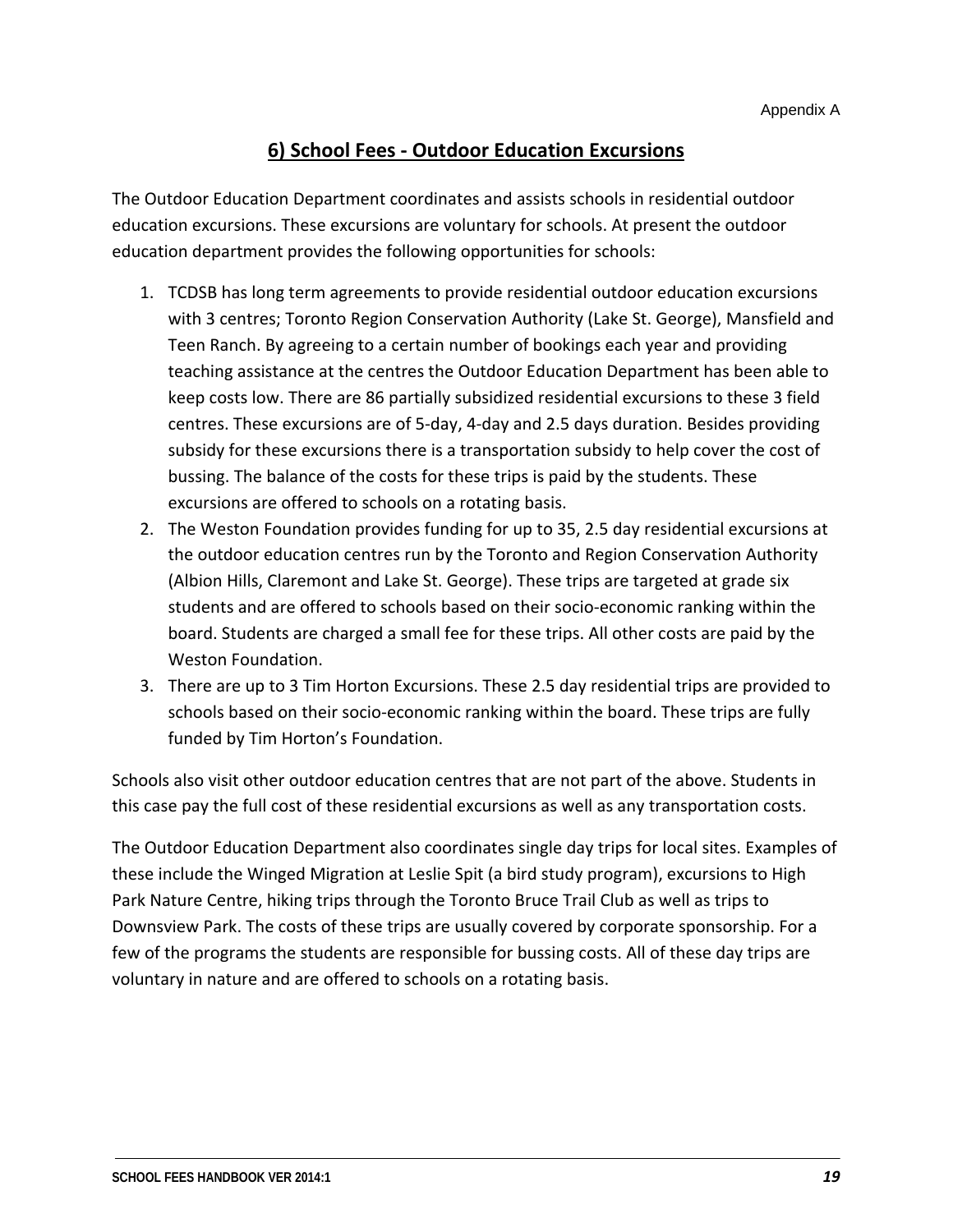Appendix A

## 6) School Fees - Outdoor Education Excursions

The Outdoor Education Department coordinates and assists schools in residential outdoor education excursions. These excursions are voluntary for schools. At present the outdoor education department provides the following opportunities for schools:

1. TCDSB has long term agreements to provide residential outdoor education excursions with 3 centres; Toronto Region Conservation Authority (Lake St. George), Mansfield and Teen Ranch. By agreeing to a certain number of bookings each year and providing teaching assistance at the centres the Outdoor Education Department has been able to keep costs low. There are 86 partially subsidized residential excursions to these 3 field centres. These excursions are of 5-day, 4-day and 2.5 days duration. Besides providing subsidy for these excursions there is a transportation subsidy to help cover the cost of bussing. The balance of the costs for these trips is paid by the students. These excursions are offered to schools on a rotating basis.
2. The Weston Foundation provides funding for up to 35, 2.5 day residential excursions at the outdoor education centres run by the Toronto and Region Conservation Authority (Albion Hills, Claremont and Lake St. George). These trips are targeted at grade six students and are offered to schools based on their socio-economic ranking within the board. Students are charged a small fee for these trips. All other costs are paid by the Weston Foundation.
3. There are up to 3 Tim Horton Excursions. These 2.5 day residential trips are provided to schools based on their socio-economic ranking within the board. These trips are fully funded by Tim Horton's Foundation.

Schools also visit other outdoor education centres that are not part of the above. Students in this case pay the full cost of these residential excursions as well as any transportation costs.

The Outdoor Education Department also coordinates single day trips for local sites. Examples of these include the Winged Migration at Leslie Spit (a bird study program), excursions to High Park Nature Centre, hiking trips through the Toronto Bruce Trail Club as well as trips to Downsview Park. The costs of these trips are usually covered by corporate sponsorship. For a few of the programs the students are responsible for bussing costs. All of these day trips are voluntary in nature and are offered to schools on a rotating basis.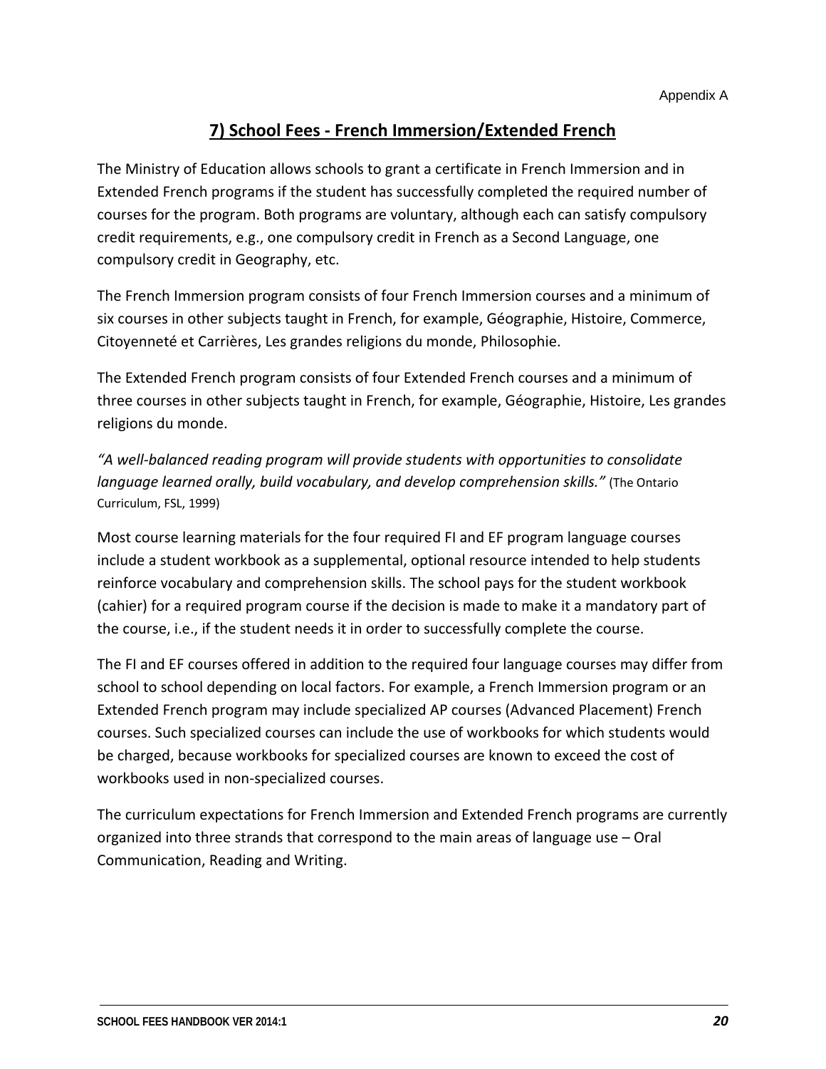Appendix A

## 7) School Fees - French Immersion/Extended French

The Ministry of Education allows schools to grant a certificate in French Immersion and in Extended French programs if the student has successfully completed the required number of courses for the program. Both programs are voluntary, although each can satisfy compulsory credit requirements, e.g., one compulsory credit in French as a Second Language, one compulsory credit in Geography, etc.

The French Immersion program consists of four French Immersion courses and a minimum of six courses in other subjects taught in French, for example, Géographie, Histoire, Commerce, Citoyenneté et Carrières, Les grandes religions du monde, Philosophie.

The Extended French program consists of four Extended French courses and a minimum of three courses in other subjects taught in French, for example, Géographie, Histoire, Les grandes religions du monde.

*"A well-balanced reading program will provide students with opportunities to consolidate language learned orally, build vocabulary, and develop comprehension skills."* (The Ontario Curriculum, FSL, 1999)

Most course learning materials for the four required FI and EF program language courses include a student workbook as a supplemental, optional resource intended to help students reinforce vocabulary and comprehension skills. The school pays for the student workbook (cahier) for a required program course if the decision is made to make it a mandatory part of the course, i.e., if the student needs it in order to successfully complete the course.

The FI and EF courses offered in addition to the required four language courses may differ from school to school depending on local factors. For example, a French Immersion program or an Extended French program may include specialized AP courses (Advanced Placement) French courses. Such specialized courses can include the use of workbooks for which students would be charged, because workbooks for specialized courses are known to exceed the cost of workbooks used in non-specialized courses.

The curriculum expectations for French Immersion and Extended French programs are currently organized into three strands that correspond to the main areas of language use – Oral Communication, Reading and Writing.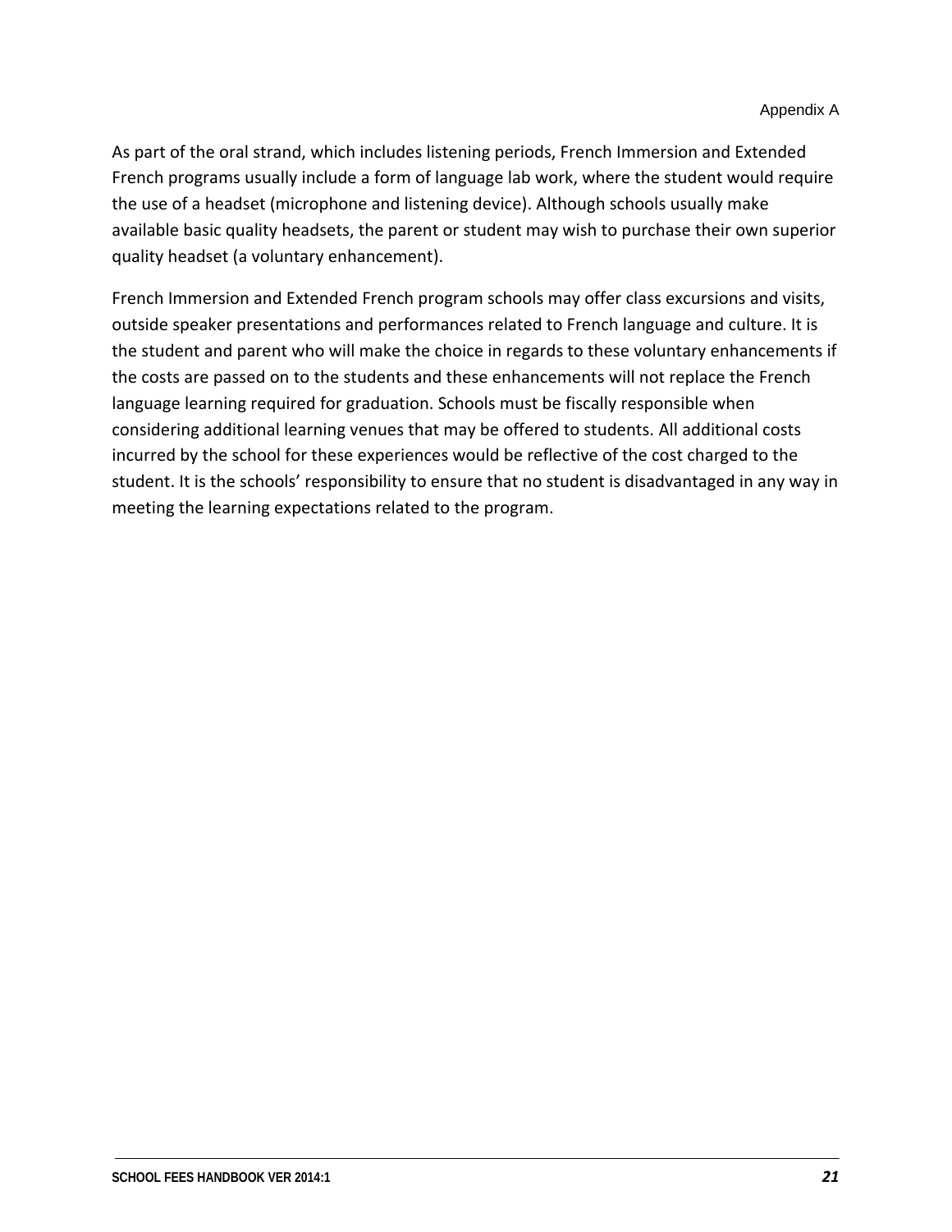As part of the oral strand, which includes listening periods, French Immersion and Extended French programs usually include a form of language lab work, where the student would require the use of a headset (microphone and listening device). Although schools usually make available basic quality headsets, the parent or student may wish to purchase their own superior quality headset (a voluntary enhancement).

French Immersion and Extended French program schools may offer class excursions and visits, outside speaker presentations and performances related to French language and culture. It is the student and parent who will make the choice in regards to these voluntary enhancements if the costs are passed on to the students and these enhancements will not replace the French language learning required for graduation. Schools must be fiscally responsible when considering additional learning venues that may be offered to students. All additional costs incurred by the school for these experiences would be reflective of the cost charged to the student. It is the schools' responsibility to ensure that no student is disadvantaged in any way in meeting the learning expectations related to the program.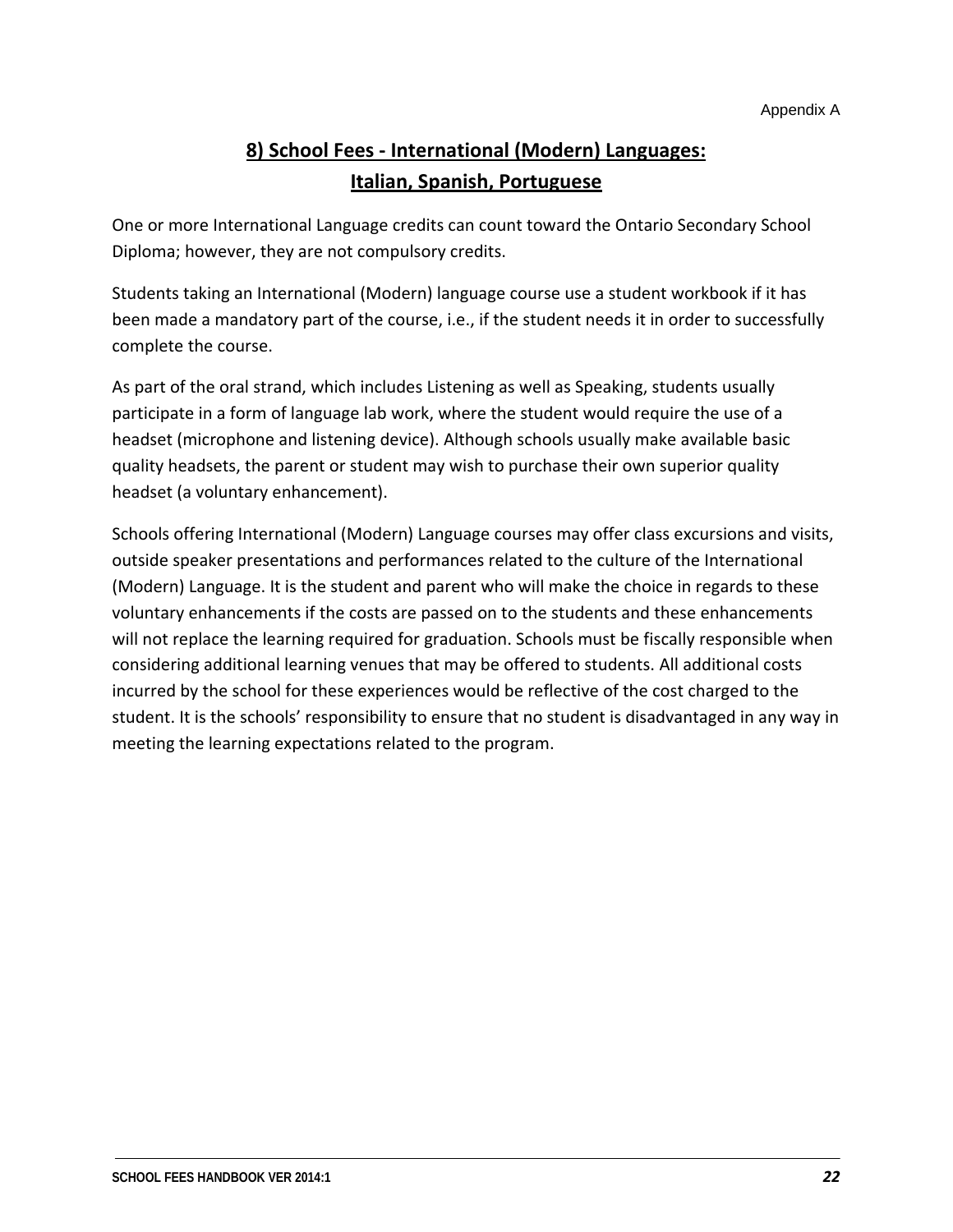## 8) School Fees - International (Modern) Languages: Italian, Spanish, Portuguese

One or more International Language credits can count toward the Ontario Secondary School Diploma; however, they are not compulsory credits.

Students taking an International (Modern) language course use a student workbook if it has been made a mandatory part of the course, i.e., if the student needs it in order to successfully complete the course.

As part of the oral strand, which includes Listening as well as Speaking, students usually participate in a form of language lab work, where the student would require the use of a headset (microphone and listening device). Although schools usually make available basic quality headsets, the parent or student may wish to purchase their own superior quality headset (a voluntary enhancement).

Schools offering International (Modern) Language courses may offer class excursions and visits, outside speaker presentations and performances related to the culture of the International (Modern) Language. It is the student and parent who will make the choice in regards to these voluntary enhancements if the costs are passed on to the students and these enhancements will not replace the learning required for graduation. Schools must be fiscally responsible when considering additional learning venues that may be offered to students. All additional costs incurred by the school for these experiences would be reflective of the cost charged to the student. It is the schools' responsibility to ensure that no student is disadvantaged in any way in meeting the learning expectations related to the program.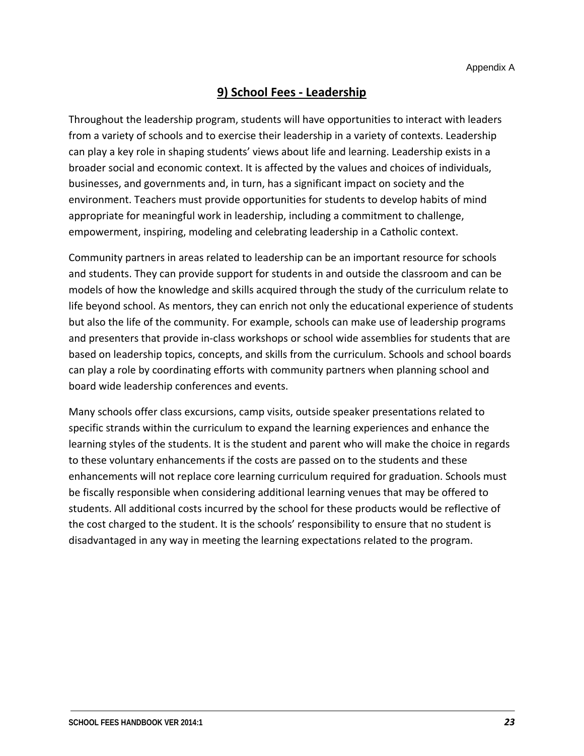## 9) School Fees - Leadership

Throughout the leadership program, students will have opportunities to interact with leaders from a variety of schools and to exercise their leadership in a variety of contexts. Leadership can play a key role in shaping students' views about life and learning. Leadership exists in a broader social and economic context. It is affected by the values and choices of individuals, businesses, and governments and, in turn, has a significant impact on society and the environment. Teachers must provide opportunities for students to develop habits of mind appropriate for meaningful work in leadership, including a commitment to challenge, empowerment, inspiring, modeling and celebrating leadership in a Catholic context.

Community partners in areas related to leadership can be an important resource for schools and students. They can provide support for students in and outside the classroom and can be models of how the knowledge and skills acquired through the study of the curriculum relate to life beyond school. As mentors, they can enrich not only the educational experience of students but also the life of the community. For example, schools can make use of leadership programs and presenters that provide in-class workshops or school wide assemblies for students that are based on leadership topics, concepts, and skills from the curriculum. Schools and school boards can play a role by coordinating efforts with community partners when planning school and board wide leadership conferences and events.

Many schools offer class excursions, camp visits, outside speaker presentations related to specific strands within the curriculum to expand the learning experiences and enhance the learning styles of the students. It is the student and parent who will make the choice in regards to these voluntary enhancements if the costs are passed on to the students and these enhancements will not replace core learning curriculum required for graduation. Schools must be fiscally responsible when considering additional learning venues that may be offered to students. All additional costs incurred by the school for these products would be reflective of the cost charged to the student. It is the schools' responsibility to ensure that no student is disadvantaged in any way in meeting the learning expectations related to the program.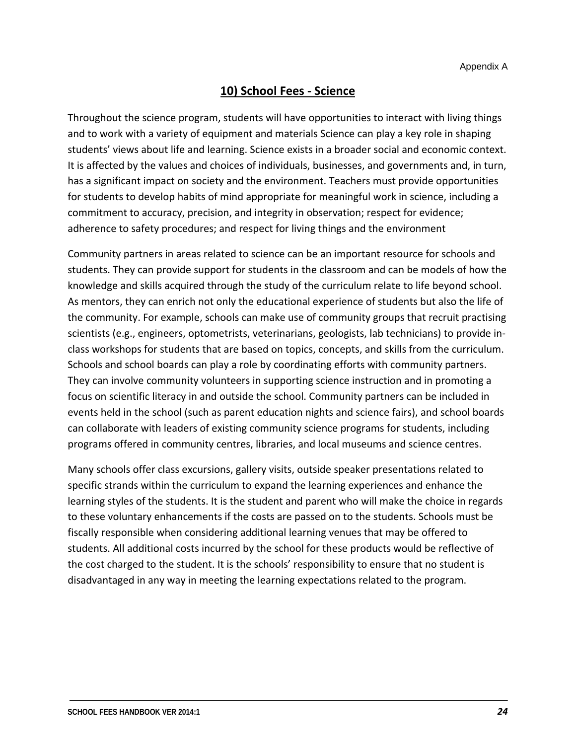## 10) School Fees - Science

Throughout the science program, students will have opportunities to interact with living things and to work with a variety of equipment and materials Science can play a key role in shaping students' views about life and learning. Science exists in a broader social and economic context. It is affected by the values and choices of individuals, businesses, and governments and, in turn, has a significant impact on society and the environment. Teachers must provide opportunities for students to develop habits of mind appropriate for meaningful work in science, including a commitment to accuracy, precision, and integrity in observation; respect for evidence; adherence to safety procedures; and respect for living things and the environment

Community partners in areas related to science can be an important resource for schools and students. They can provide support for students in the classroom and can be models of how the knowledge and skills acquired through the study of the curriculum relate to life beyond school. As mentors, they can enrich not only the educational experience of students but also the life of the community. For example, schools can make use of community groups that recruit practising scientists (e.g., engineers, optometrists, veterinarians, geologists, lab technicians) to provide in-class workshops for students that are based on topics, concepts, and skills from the curriculum. Schools and school boards can play a role by coordinating efforts with community partners. They can involve community volunteers in supporting science instruction and in promoting a focus on scientific literacy in and outside the school. Community partners can be included in events held in the school (such as parent education nights and science fairs), and school boards can collaborate with leaders of existing community science programs for students, including programs offered in community centres, libraries, and local museums and science centres.

Many schools offer class excursions, gallery visits, outside speaker presentations related to specific strands within the curriculum to expand the learning experiences and enhance the learning styles of the students. It is the student and parent who will make the choice in regards to these voluntary enhancements if the costs are passed on to the students. Schools must be fiscally responsible when considering additional learning venues that may be offered to students. All additional costs incurred by the school for these products would be reflective of the cost charged to the student. It is the schools' responsibility to ensure that no student is disadvantaged in any way in meeting the learning expectations related to the program.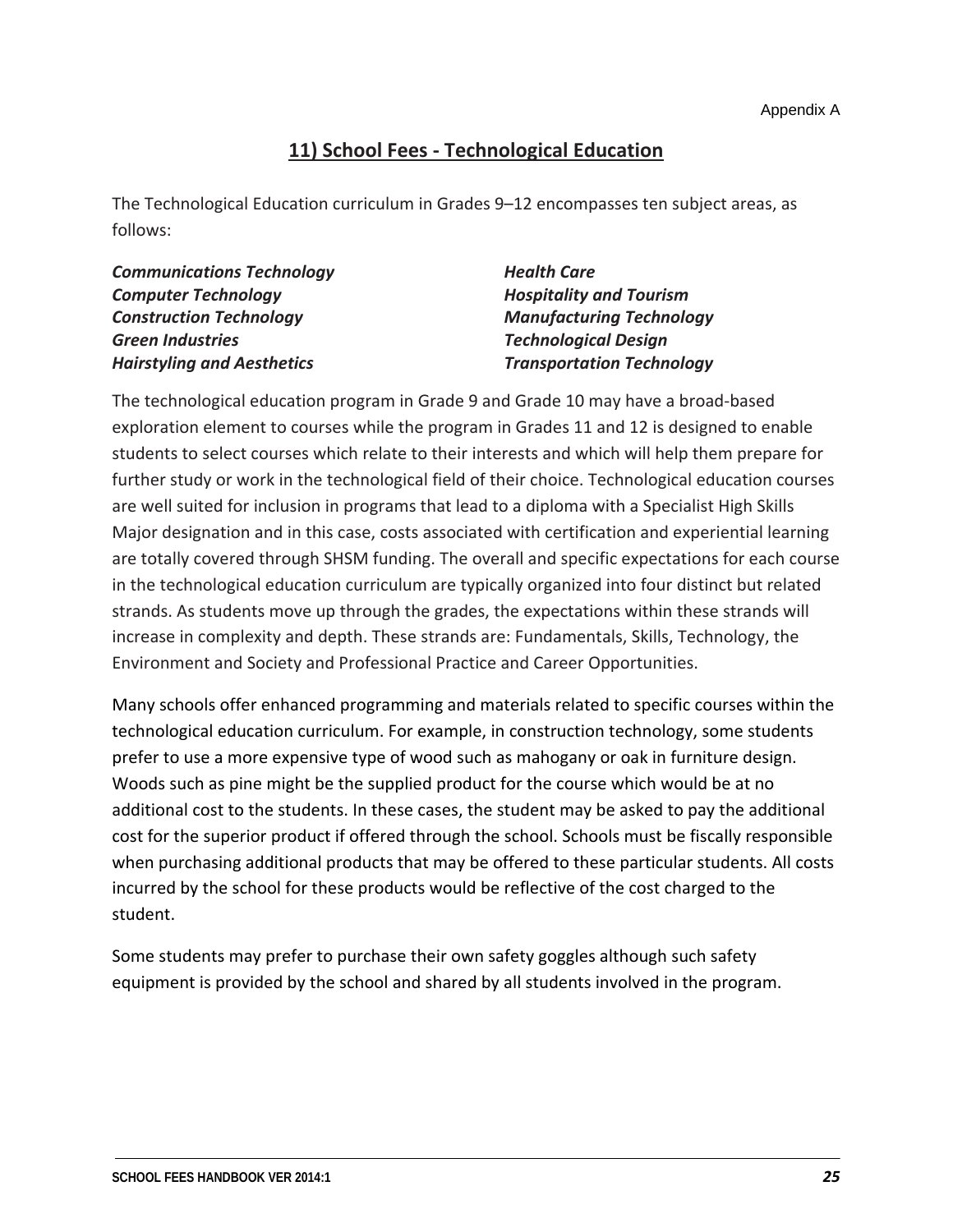Appendix A

## 11) School Fees - Technological Education

The Technological Education curriculum in Grades 9–12 encompasses ten subject areas, as follows:

***Communications Technology***
***Computer Technology***
***Construction Technology***
***Green Industries***
***Hairstyling and Aesthetics***
***Health Care***
***Hospitality and Tourism***
***Manufacturing Technology***
***Technological Design***
***Transportation Technology***

The technological education program in Grade 9 and Grade 10 may have a broad-based exploration element to courses while the program in Grades 11 and 12 is designed to enable students to select courses which relate to their interests and which will help them prepare for further study or work in the technological field of their choice. Technological education courses are well suited for inclusion in programs that lead to a diploma with a Specialist High Skills Major designation and in this case, costs associated with certification and experiential learning are totally covered through SHSM funding. The overall and specific expectations for each course in the technological education curriculum are typically organized into four distinct but related strands. As students move up through the grades, the expectations within these strands will increase in complexity and depth. These strands are: Fundamentals, Skills, Technology, the Environment and Society and Professional Practice and Career Opportunities.

Many schools offer enhanced programming and materials related to specific courses within the technological education curriculum. For example, in construction technology, some students prefer to use a more expensive type of wood such as mahogany or oak in furniture design. Woods such as pine might be the supplied product for the course which would be at no additional cost to the students. In these cases, the student may be asked to pay the additional cost for the superior product if offered through the school. Schools must be fiscally responsible when purchasing additional products that may be offered to these particular students. All costs incurred by the school for these products would be reflective of the cost charged to the student.

Some students may prefer to purchase their own safety goggles although such safety equipment is provided by the school and shared by all students involved in the program.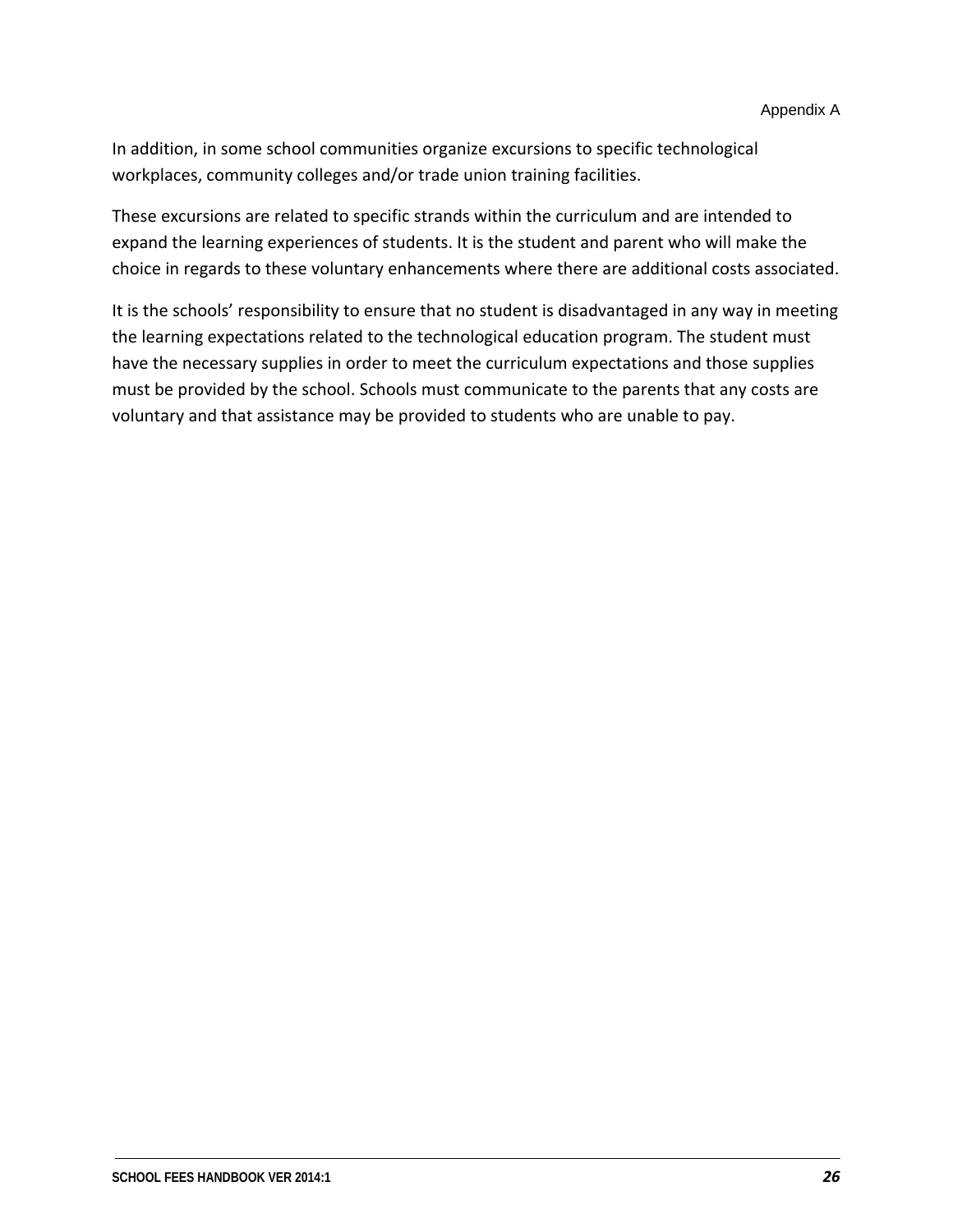In addition, in some school communities organize excursions to specific technological workplaces, community colleges and/or trade union training facilities.

These excursions are related to specific strands within the curriculum and are intended to expand the learning experiences of students. It is the student and parent who will make the choice in regards to these voluntary enhancements where there are additional costs associated.

It is the schools' responsibility to ensure that no student is disadvantaged in any way in meeting the learning expectations related to the technological education program. The student must have the necessary supplies in order to meet the curriculum expectations and those supplies must be provided by the school. Schools must communicate to the parents that any costs are voluntary and that assistance may be provided to students who are unable to pay.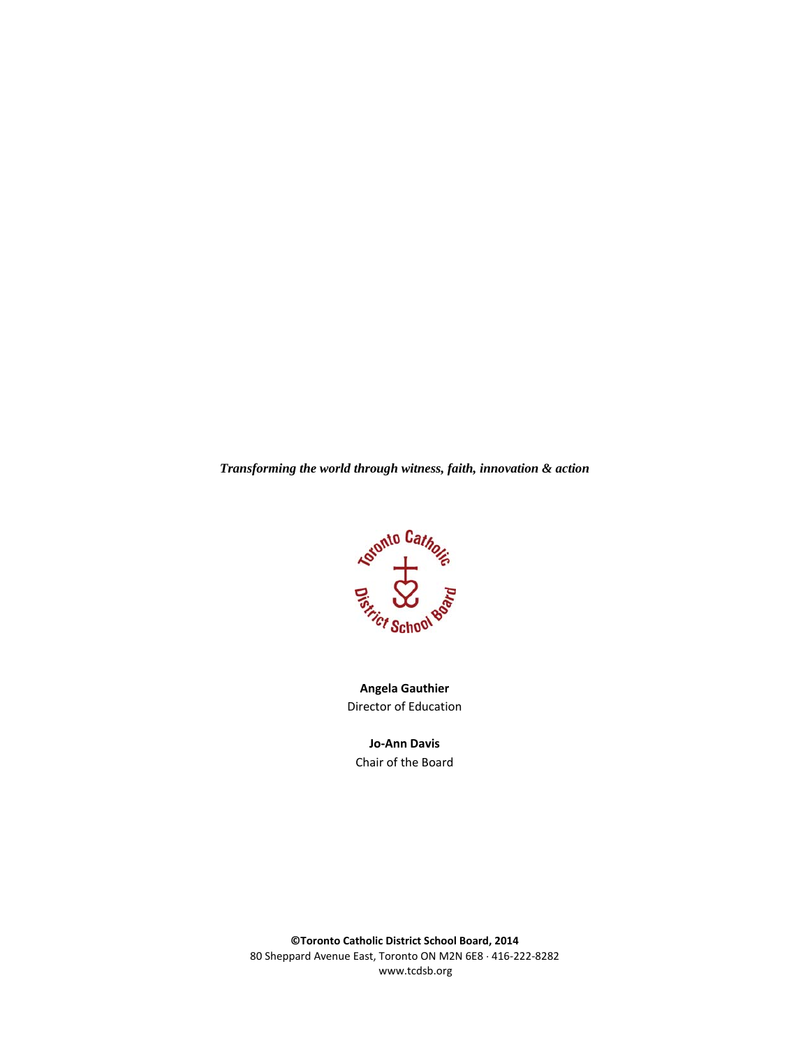***Transforming the world through witness, faith, innovation & action***

**Angela Gauthier**
Director of Education

**Jo-Ann Davis**
Chair of the Board

**©Toronto Catholic District School Board, 2014**
80 Sheppard Avenue East, Toronto ON M2N 6E8 · 416-222-8282
www.tcdsb.org